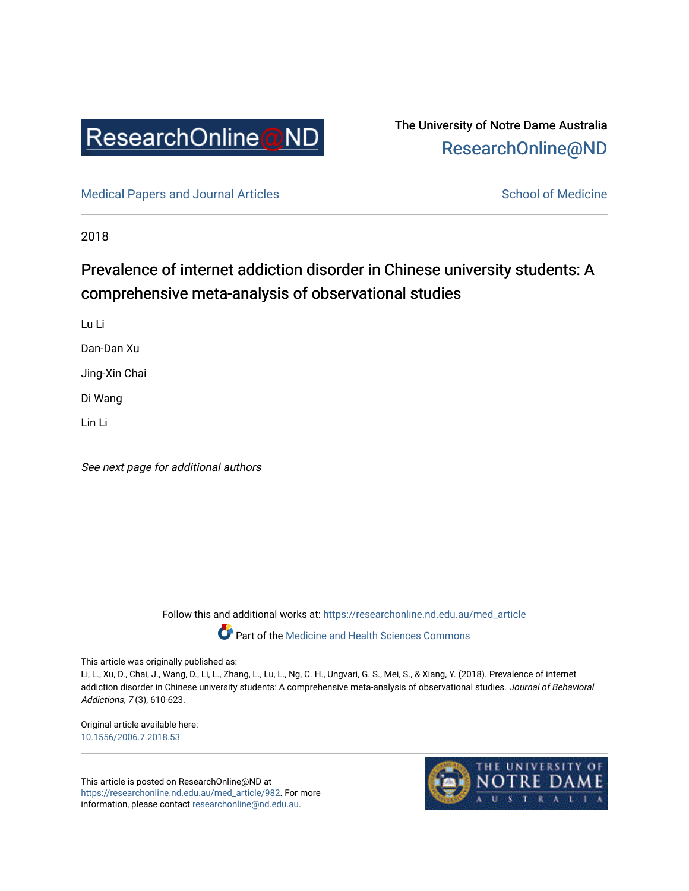ResearchOnline@ND

The University of Notre Dame Australia
ResearchOnline@ND

Medical Papers and Journal Articles

School of Medicine

2018

# Prevalence of internet addiction disorder in Chinese university students: A comprehensive meta-analysis of observational studies

Lu Li

Dan-Dan Xu

Jing-Xin Chai

Di Wang

Lin Li

*See next page for additional authors*

Follow this and additional works at: https://researchonline.nd.edu.au/med_article

Part of the Medicine and Health Sciences Commons

This article was originally published as:
Li, L., Xu, D., Chai, J., Wang, D., Li, L., Zhang, L., Lu, L., Ng, C. H., Ungvari, G. S., Mei, S., & Xiang, Y. (2018). Prevalence of internet addiction disorder in Chinese university students: A comprehensive meta-analysis of observational studies. *Journal of Behavioral Addictions, 7* (3), 610-623.

Original article available here:
10.1556/2006.7.2018.53

This article is posted on ResearchOnline@ND at https://researchonline.nd.edu.au/med_article/982. For more information, please contact researchonline@nd.edu.au.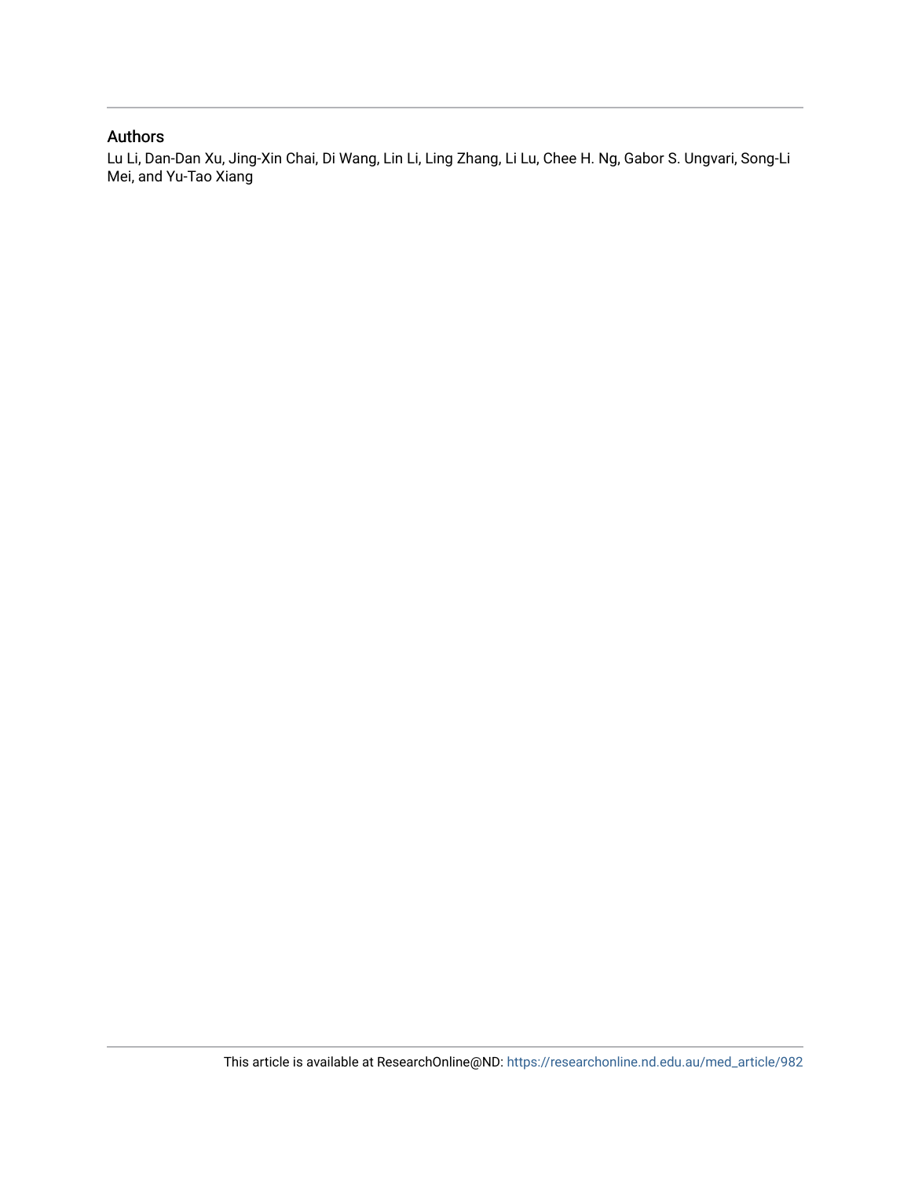## Authors

Lu Li, Dan-Dan Xu, Jing-Xin Chai, Di Wang, Lin Li, Ling Zhang, Li Lu, Chee H. Ng, Gabor S. Ungvari, Song-Li Mei, and Yu-Tao Xiang

This article is available at ResearchOnline@ND: https://researchonline.nd.edu.au/med_article/982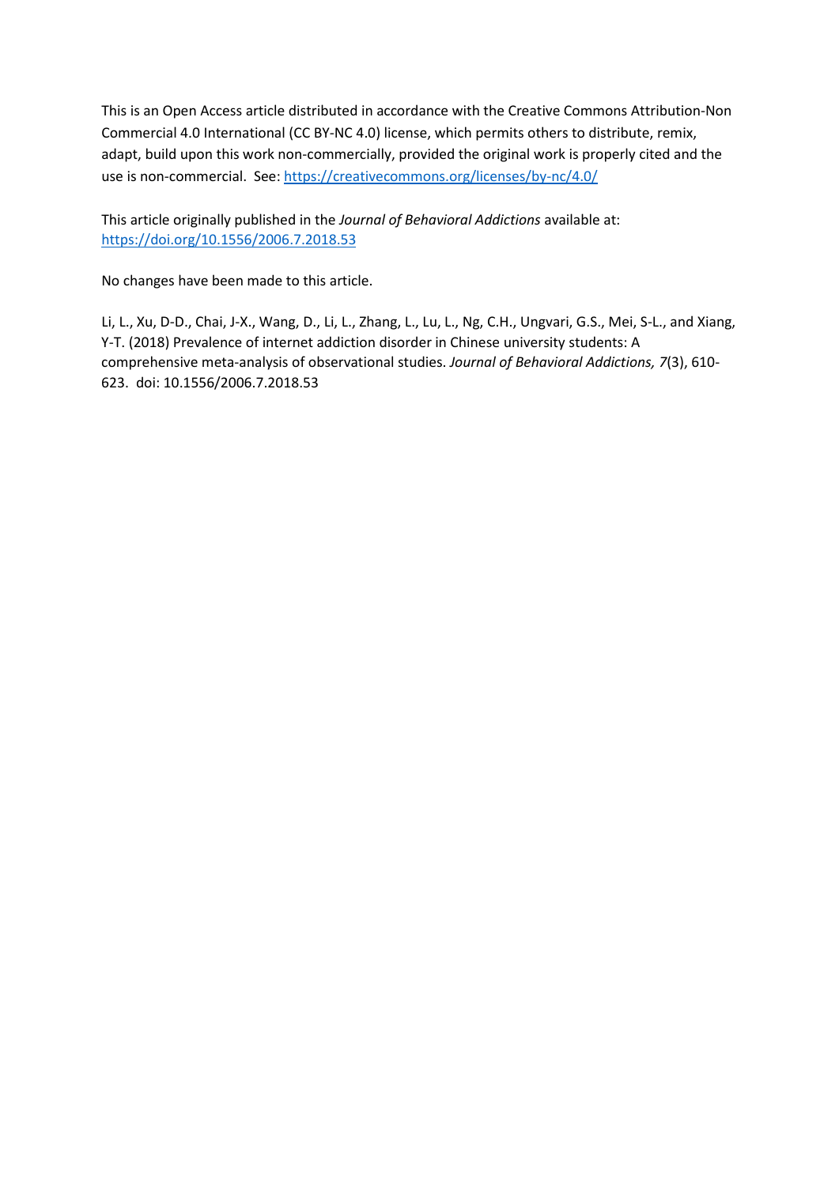This is an Open Access article distributed in accordance with the Creative Commons Attribution-Non Commercial 4.0 International (CC BY-NC 4.0) license, which permits others to distribute, remix, adapt, build upon this work non-commercially, provided the original work is properly cited and the use is non-commercial. See: https://creativecommons.org/licenses/by-nc/4.0/

This article originally published in the *Journal of Behavioral Addictions* available at: https://doi.org/10.1556/2006.7.2018.53

No changes have been made to this article.

Li, L., Xu, D-D., Chai, J-X., Wang, D., Li, L., Zhang, L., Lu, L., Ng, C.H., Ungvari, G.S., Mei, S-L., and Xiang, Y-T. (2018) Prevalence of internet addiction disorder in Chinese university students: A comprehensive meta-analysis of observational studies. *Journal of Behavioral Addictions, 7*(3), 610-623. doi: 10.1556/2006.7.2018.53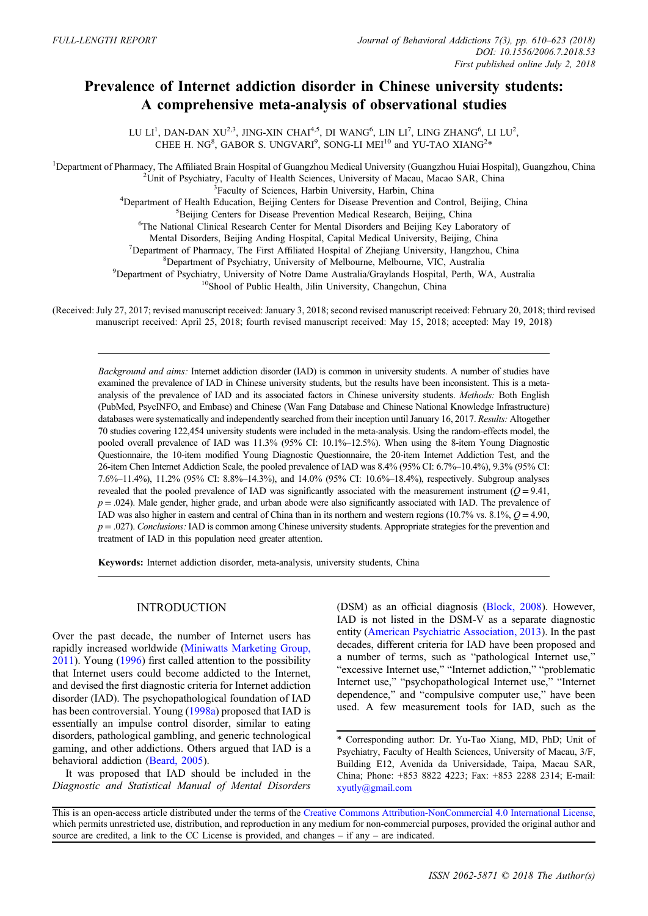FULL-LENGTH REPORT

# Prevalence of Internet addiction disorder in Chinese university students: A comprehensive meta-analysis of observational studies

LU LI[1], DAN-DAN XU[2,3], JING-XIN CHAI[4,5], DI WANG[6], LIN LI[7], LING ZHANG[6], LI LU[2], CHEE H. NG[8], GABOR S. UNGVARI[9], SONG-LI MEI[10] and YU-TAO XIANG[2]*

[1]Department of Pharmacy, The Affiliated Brain Hospital of Guangzhou Medical University (Guangzhou Huiai Hospital), Guangzhou, China
[2]Unit of Psychiatry, Faculty of Health Sciences, University of Macau, Macao SAR, China
[3]Faculty of Sciences, Harbin University, Harbin, China
[4]Department of Health Education, Beijing Centers for Disease Prevention and Control, Beijing, China
[5]Beijing Centers for Disease Prevention Medical Research, Beijing, China
[6]The National Clinical Research Center for Mental Disorders and Beijing Key Laboratory of Mental Disorders, Beijing Anding Hospital, Capital Medical University, Beijing, China
[7]Department of Pharmacy, The First Affiliated Hospital of Zhejiang University, Hangzhou, China
[8]Department of Psychiatry, University of Melbourne, Melbourne, VIC, Australia
[9]Department of Psychiatry, University of Notre Dame Australia/Graylands Hospital, Perth, WA, Australia
[10]Shool of Public Health, Jilin University, Changchun, China

(Received: July 27, 2017; revised manuscript received: January 3, 2018; second revised manuscript received: February 20, 2018; third revised manuscript received: April 25, 2018; fourth revised manuscript received: May 15, 2018; accepted: May 19, 2018)

*Background and aims:* Internet addiction disorder (IAD) is common in university students. A number of studies have examined the prevalence of IAD in Chinese university students, but the results have been inconsistent. This is a meta-analysis of the prevalence of IAD and its associated factors in Chinese university students. *Methods:* Both English (PubMed, PsycINFO, and Embase) and Chinese (Wan Fang Database and Chinese National Knowledge Infrastructure) databases were systematically and independently searched from their inception until January 16, 2017. *Results:* Altogether 70 studies covering 122,454 university students were included in the meta-analysis. Using the random-effects model, the pooled overall prevalence of IAD was 11.3% (95% CI: 10.1%–12.5%). When using the 8-item Young Diagnostic Questionnaire, the 10-item modified Young Diagnostic Questionnaire, the 20-item Internet Addiction Test, and the 26-item Chen Internet Addiction Scale, the pooled prevalence of IAD was 8.4% (95% CI: 6.7%–10.4%), 9.3% (95% CI: 7.6%–11.4%), 11.2% (95% CI: 8.8%–14.3%), and 14.0% (95% CI: 10.6%–18.4%), respectively. Subgroup analyses revealed that the pooled prevalence of IAD was significantly associated with the measurement instrument ($Q = 9.41$, $p = .024$). Male gender, higher grade, and urban abode were also significantly associated with IAD. The prevalence of IAD was also higher in eastern and central of China than in its northern and western regions (10.7% vs. 8.1%, $Q = 4.90$, $p = .027$). *Conclusions:* IAD is common among Chinese university students. Appropriate strategies for the prevention and treatment of IAD in this population need greater attention.

**Keywords:** Internet addiction disorder, meta-analysis, university students, China

## INTRODUCTION

Over the past decade, the number of Internet users has rapidly increased worldwide (Miniwatts Marketing Group, 2011). Young (1996) first called attention to the possibility that Internet users could become addicted to the Internet, and devised the first diagnostic criteria for Internet addiction disorder (IAD). The psychopathological foundation of IAD has been controversial. Young (1998a) proposed that IAD is essentially an impulse control disorder, similar to eating disorders, pathological gambling, and generic technological gaming, and other addictions. Others argued that IAD is a behavioral addiction (Beard, 2005).

It was proposed that IAD should be included in the *Diagnostic and Statistical Manual of Mental Disorders* (DSM) as an official diagnosis (Block, 2008). However, IAD is not listed in the DSM-V as a separate diagnostic entity (American Psychiatric Association, 2013). In the past decades, different criteria for IAD have been proposed and a number of terms, such as "pathological Internet use," "excessive Internet use," "Internet addiction," "problematic Internet use," "psychopathological Internet use," "Internet dependence," and "compulsive computer use," have been used. A few measurement tools for IAD, such as the

* Corresponding author: Dr. Yu-Tao Xiang, MD, PhD; Unit of Psychiatry, Faculty of Health Sciences, University of Macau, 3/F, Building E12, Avenida da Universidade, Taipa, Macau SAR, China; Phone: +853 8822 4223; Fax: +853 2288 2314; E-mail: xyutly@gmail.com

This is an open-access article distributed under the terms of the Creative Commons Attribution-NonCommercial 4.0 International License, which permits unrestricted use, distribution, and reproduction in any medium for non-commercial purposes, provided the original author and source are credited, a link to the CC License is provided, and changes – if any – are indicated.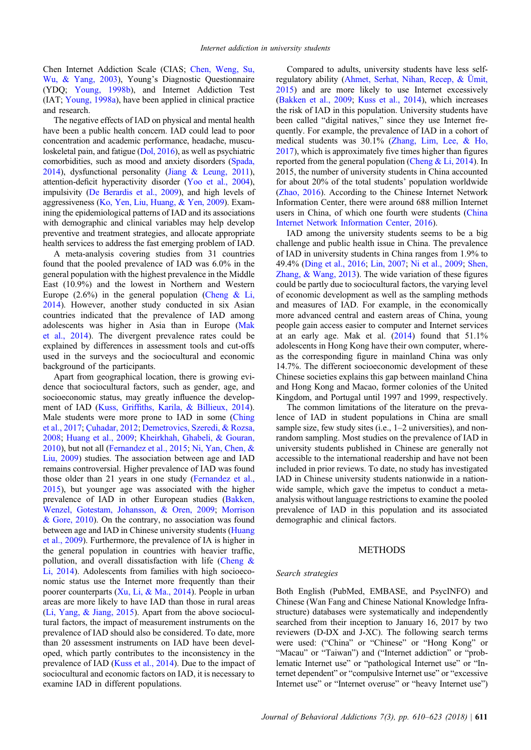Chen Internet Addiction Scale (CIAS; Chen, Weng, Su, Wu, & Yang, 2003), Young's Diagnostic Questionnaire (YDQ; Young, 1998b), and Internet Addiction Test (IAT; Young, 1998a), have been applied in clinical practice and research.

The negative effects of IAD on physical and mental health have been a public health concern. IAD could lead to poor concentration and academic performance, headache, musculoskeletal pain, and fatigue (Dol, 2016), as well as psychiatric comorbidities, such as mood and anxiety disorders (Spada, 2014), dysfunctional personality (Jiang & Leung, 2011), attention-deficit hyperactivity disorder (Yoo et al., 2004), impulsivity (De Berardis et al., 2009), and high levels of aggressiveness (Ko, Yen, Liu, Huang, & Yen, 2009). Examining the epidemiological patterns of IAD and its associations with demographic and clinical variables may help develop preventive and treatment strategies, and allocate appropriate health services to address the fast emerging problem of IAD.

A meta-analysis covering studies from 31 countries found that the pooled prevalence of IAD was 6.0% in the general population with the highest prevalence in the Middle East (10.9%) and the lowest in Northern and Western Europe (2.6%) in the general population (Cheng & Li, 2014). However, another study conducted in six Asian countries indicated that the prevalence of IAD among adolescents was higher in Asia than in Europe (Mak et al., 2014). The divergent prevalence rates could be explained by differences in assessment tools and cut-offs used in the surveys and the sociocultural and economic background of the participants.

Apart from geographical location, there is growing evidence that sociocultural factors, such as gender, age, and socioeconomic status, may greatly influence the development of IAD (Kuss, Griffiths, Karila, & Billieux, 2014). Male students were more prone to IAD in some (Ching et al., 2017; Çuhadar, 2012; Demetrovics, Szeredi, & Rozsa, 2008; Huang et al., 2009; Kheirkhah, Ghabeli, & Gouran, 2010), but not all (Fernandez et al., 2015; Ni, Yan, Chen, & Liu, 2009) studies. The association between age and IAD remains controversial. Higher prevalence of IAD was found those older than 21 years in one study (Fernandez et al., 2015), but younger age was associated with the higher prevalence of IAD in other European studies (Bakken, Wenzel, Gotestam, Johansson, & Oren, 2009; Morrison & Gore, 2010). On the contrary, no association was found between age and IAD in Chinese university students (Huang et al., 2009). Furthermore, the prevalence of IA is higher in the general population in countries with heavier traffic, pollution, and overall dissatisfaction with life (Cheng & Li, 2014). Adolescents from families with high socioeconomic status use the Internet more frequently than their poorer counterparts (Xu, Li, & Ma., 2014). People in urban areas are more likely to have IAD than those in rural areas (Li, Yang, & Jiang, 2015). Apart from the above sociocultural factors, the impact of measurement instruments on the prevalence of IAD should also be considered. To date, more than 20 assessment instruments on IAD have been developed, which partly contributes to the inconsistency in the prevalence of IAD (Kuss et al., 2014). Due to the impact of sociocultural and economic factors on IAD, it is necessary to examine IAD in different populations.

Compared to adults, university students have less self-regulatory ability (Ahmet, Serhat, Nihan, Recep, & Ümit, 2015) and are more likely to use Internet excessively (Bakken et al., 2009; Kuss et al., 2014), which increases the risk of IAD in this population. University students have been called "digital natives," since they use Internet frequently. For example, the prevalence of IAD in a cohort of medical students was 30.1% (Zhang, Lim, Lee, & Ho, 2017), which is approximately five times higher than figures reported from the general population (Cheng & Li, 2014). In 2015, the number of university students in China accounted for about 20% of the total students' population worldwide (Zhao, 2016). According to the Chinese Internet Network Information Center, there were around 688 million Internet users in China, of which one fourth were students (China Internet Network Information Center, 2016).

IAD among the university students seems to be a big challenge and public health issue in China. The prevalence of IAD in university students in China ranges from 1.9% to 49.4% (Ding et al., 2016; Lin, 2007; Ni et al., 2009; Shen, Zhang, & Wang, 2013). The wide variation of these figures could be partly due to sociocultural factors, the varying level of economic development as well as the sampling methods and measures of IAD. For example, in the economically more advanced central and eastern areas of China, young people gain access easier to computer and Internet services at an early age. Mak et al. (2014) found that 51.1% adolescents in Hong Kong have their own computer, whereas the corresponding figure in mainland China was only 14.7%. The different socioeconomic development of these Chinese societies explains this gap between mainland China and Hong Kong and Macao, former colonies of the United Kingdom, and Portugal until 1997 and 1999, respectively.

The common limitations of the literature on the prevalence of IAD in student populations in China are small sample size, few study sites (i.e., 1–2 universities), and nonrandom sampling. Most studies on the prevalence of IAD in university students published in Chinese are generally not accessible to the international readership and have not been included in prior reviews. To date, no study has investigated IAD in Chinese university students nationwide in a nationwide sample, which gave the impetus to conduct a meta-analysis without language restrictions to examine the pooled prevalence of IAD in this population and its associated demographic and clinical factors.

## METHODS

### *Search strategies*

Both English (PubMed, EMBASE, and PsycINFO) and Chinese (Wan Fang and Chinese National Knowledge Infrastructure) databases were systematically and independently searched from their inception to January 16, 2017 by two reviewers (D-DX and J-XC). The following search terms were used: ("China" or "Chinese" or "Hong Kong" or "Macau" or "Taiwan") and ("Internet addiction" or "problematic Internet use" or "pathological Internet use" or "Internet dependent" or "compulsive Internet use" or "excessive Internet use" or "Internet overuse" or "heavy Internet use")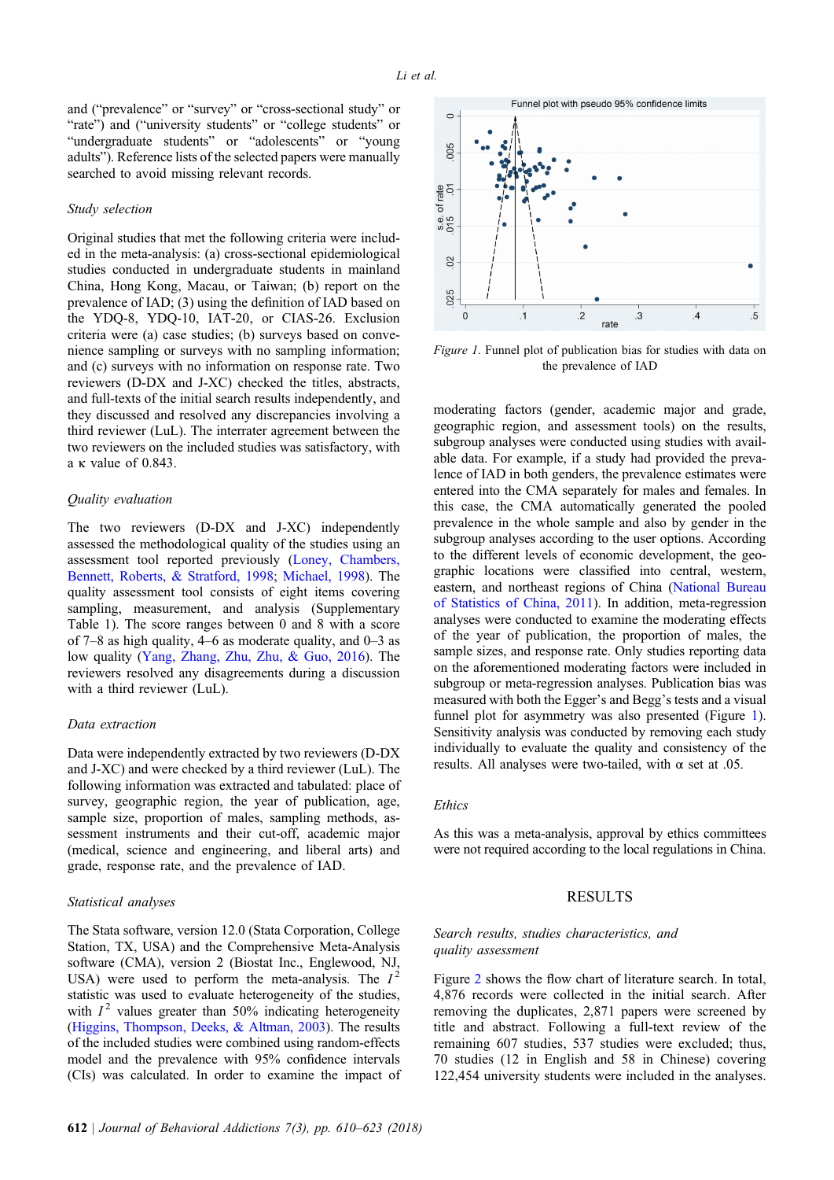and ("prevalence" or "survey" or "cross-sectional study" or "rate") and ("university students" or "college students" or "undergraduate students" or "adolescents" or "young adults"). Reference lists of the selected papers were manually searched to avoid missing relevant records.

### Study selection

Original studies that met the following criteria were included in the meta-analysis: (a) cross-sectional epidemiological studies conducted in undergraduate students in mainland China, Hong Kong, Macau, or Taiwan; (b) report on the prevalence of IAD; (3) using the definition of IAD based on the YDQ-8, YDQ-10, IAT-20, or CIAS-26. Exclusion criteria were (a) case studies; (b) surveys based on convenience sampling or surveys with no sampling information; and (c) surveys with no information on response rate. Two reviewers (D-DX and J-XC) checked the titles, abstracts, and full-texts of the initial search results independently, and they discussed and resolved any discrepancies involving a third reviewer (LuL). The interrater agreement between the two reviewers on the included studies was satisfactory, with a κ value of 0.843.

### Quality evaluation

The two reviewers (D-DX and J-XC) independently assessed the methodological quality of the studies using an assessment tool reported previously (Loney, Chambers, Bennett, Roberts, & Stratford, 1998; Michael, 1998). The quality assessment tool consists of eight items covering sampling, measurement, and analysis (Supplementary Table 1). The score ranges between 0 and 8 with a score of 7–8 as high quality, 4–6 as moderate quality, and 0–3 as low quality (Yang, Zhang, Zhu, Zhu, & Guo, 2016). The reviewers resolved any disagreements during a discussion with a third reviewer (LuL).

### Data extraction

Data were independently extracted by two reviewers (D-DX and J-XC) and were checked by a third reviewer (LuL). The following information was extracted and tabulated: place of survey, geographic region, the year of publication, age, sample size, proportion of males, sampling methods, assessment instruments and their cut-off, academic major (medical, science and engineering, and liberal arts) and grade, response rate, and the prevalence of IAD.

### Statistical analyses

The Stata software, version 12.0 (Stata Corporation, College Station, TX, USA) and the Comprehensive Meta-Analysis software (CMA), version 2 (Biostat Inc., Englewood, NJ, USA) were used to perform the meta-analysis. The $I^2$ statistic was used to evaluate heterogeneity of the studies, with $I^2$ values greater than 50% indicating heterogeneity (Higgins, Thompson, Deeks, & Altman, 2003). The results of the included studies were combined using random-effects model and the prevalence with 95% confidence intervals (CIs) was calculated. In order to examine the impact of moderating factors (gender, academic major and grade, geographic region, and assessment tools) on the results, subgroup analyses were conducted using studies with available data. For example, if a study had provided the prevalence of IAD in both genders, the prevalence estimates were entered into the CMA separately for males and females. In this case, the CMA automatically generated the pooled prevalence in the whole sample and also by gender in the subgroup analyses according to the user options. According to the different levels of economic development, the geographic locations were classified into central, western, eastern, and northeast regions of China (National Bureau of Statistics of China, 2011). In addition, meta-regression analyses were conducted to examine the moderating effects of the year of publication, the proportion of males, the sample sizes, and response rate. Only studies reporting data on the aforementioned moderating factors were included in subgroup or meta-regression analyses. Publication bias was measured with both the Egger's and Begg's tests and a visual funnel plot for asymmetry was also presented (Figure 1). Sensitivity analysis was conducted by removing each study individually to evaluate the quality and consistency of the results. All analyses were two-tailed, with α set at .05.

Figure 1. Funnel plot of publication bias for studies with data on the prevalence of IAD

### Ethics

As this was a meta-analysis, approval by ethics committees were not required according to the local regulations in China.

## RESULTS

### Search results, studies characteristics, and quality assessment

Figure 2 shows the flow chart of literature search. In total, 4,876 records were collected in the initial search. After removing the duplicates, 2,871 papers were screened by title and abstract. Following a full-text review of the remaining 607 studies, 537 studies were excluded; thus, 70 studies (12 in English and 58 in Chinese) covering 122,454 university students were included in the analyses.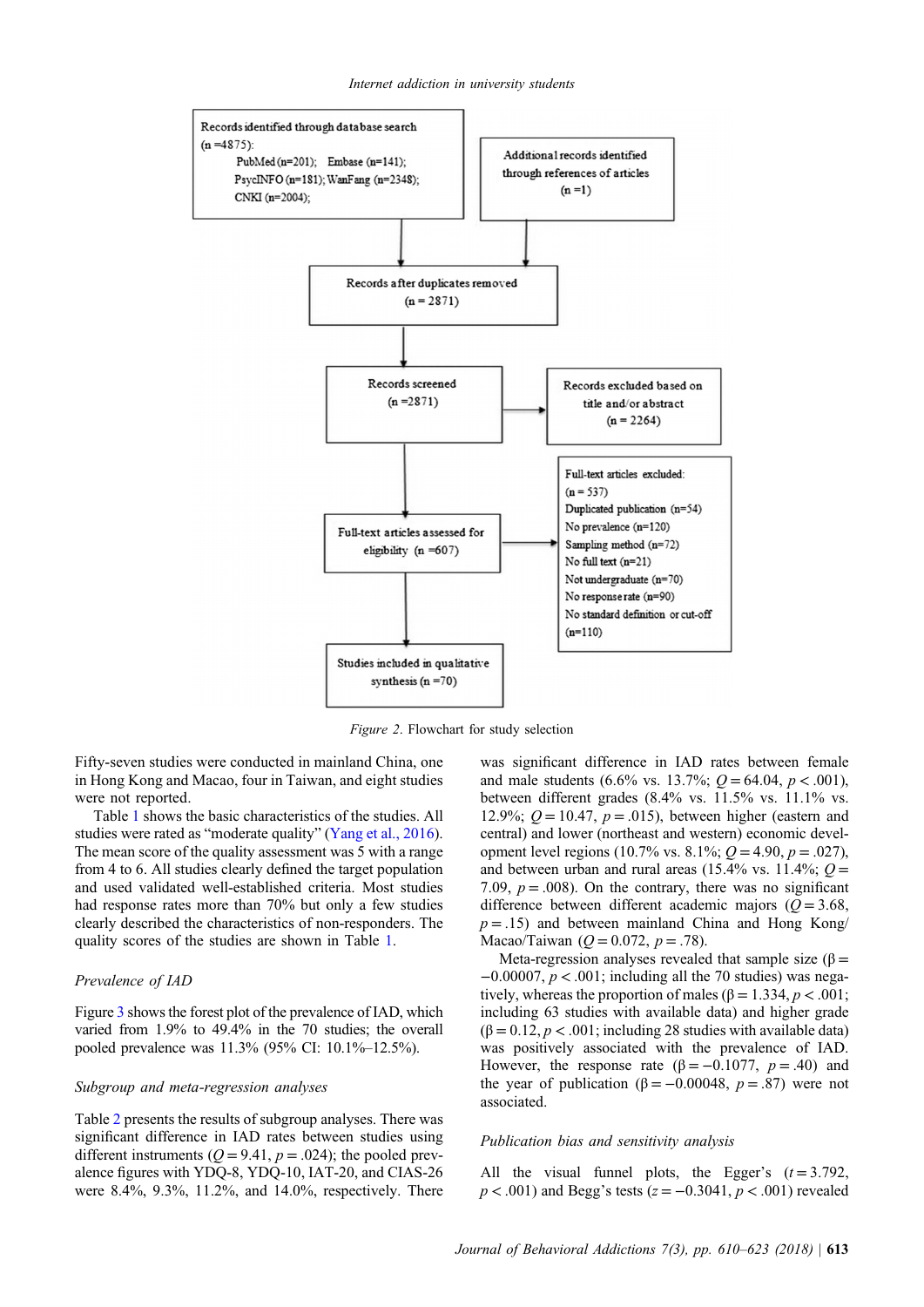Records identified through database search (n =4875): PubMed (n=201); Embase (n=141); PsycINFO (n=181); WanFang (n=2348); CNKI (n=2004);

Additional records identified through references of articles (n =1)

Records after duplicates removed (n = 2871)

Records screened (n =2871)

Records excluded based on title and/or abstract (n = 2264)

Full-text articles assessed for eligibility (n =607)

Full-text articles excluded: (n = 537) Duplicated publication (n=54) No prevalence (n=120) Sampling method (n=72) No full text (n=21) Not undergraduate (n=70) No response rate (n=90) No standard definition or cut-off (n=110)

Studies included in qualitative synthesis (n =70)

*Figure 2*. Flowchart for study selection

Fifty-seven studies were conducted in mainland China, one in Hong Kong and Macao, four in Taiwan, and eight studies were not reported.

Table 1 shows the basic characteristics of the studies. All studies were rated as "moderate quality" (Yang et al., 2016). The mean score of the quality assessment was 5 with a range from 4 to 6. All studies clearly defined the target population and used validated well-established criteria. Most studies had response rates more than 70% but only a few studies clearly described the characteristics of non-responders. The quality scores of the studies are shown in Table 1.

### Prevalence of IAD

Figure 3 shows the forest plot of the prevalence of IAD, which varied from 1.9% to 49.4% in the 70 studies; the overall pooled prevalence was 11.3% (95% CI: 10.1%–12.5%).

#### Subgroup and meta-regression analyses

Table 2 presents the results of subgroup analyses. There was significant difference in IAD rates between studies using different instruments ($Q = 9.41$, $p = .024$); the pooled prevalence figures with YDQ-8, YDQ-10, IAT-20, and CIAS-26 were 8.4%, 9.3%, 11.2%, and 14.0%, respectively. There was significant difference in IAD rates between female and male students (6.6% vs. 13.7%; $Q = 64.04$, $p < .001$), between different grades (8.4% vs. 11.5% vs. 11.1% vs. 12.9%; $Q = 10.47$, $p = .015$), between higher (eastern and central) and lower (northeast and western) economic development level regions (10.7% vs. 8.1%; $Q = 4.90$, $p = .027$), and between urban and rural areas (15.4% vs. 11.4%; $Q = 7.09$, $p = .008$). On the contrary, there was no significant difference between different academic majors ($Q = 3.68$, $p = .15$) and between mainland China and Hong Kong/Macao/Taiwan ($Q = 0.072$, $p = .78$).

Meta-regression analyses revealed that sample size ($\beta = -0.00007$, $p < .001$; including all the 70 studies) was negatively, whereas the proportion of males ($\beta = 1.334$, $p < .001$; including 63 studies with available data) and higher grade ($\beta = 0.12$, $p < .001$; including 28 studies with available data) was positively associated with the prevalence of IAD. However, the response rate ($\beta = -0.1077$, $p = .40$) and the year of publication ($\beta = -0.00048$, $p = .87$) were not associated.

#### Publication bias and sensitivity analysis

All the visual funnel plots, the Egger's ($t = 3.792$, $p < .001$) and Begg's tests ($z = -0.3041$, $p < .001$) revealed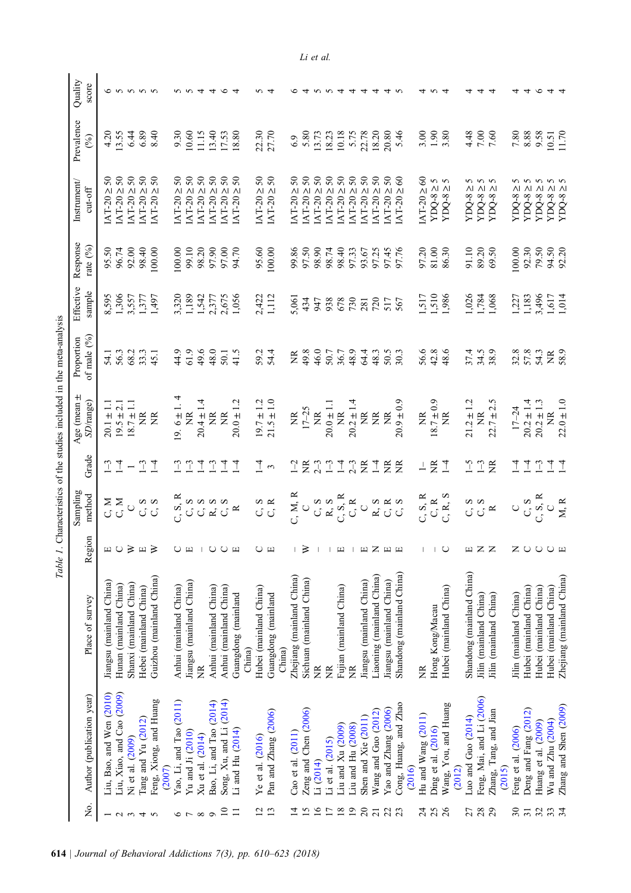Table 1. Characteristics of the studies included in the meta-analysis

| No. | Author (publication year) | Place of survey | Region | Sampling method | Grade | Age (mean ± SD/range) | Proportion of male (%) | Effective sample | Response rate (%) | Instrument/cut-off | Prevalence (%) | Quality score |
|---|---|---|---|---|---|---|---|---|---|---|---|---|
| 1 | Liu, Bao, and Wen (2010) | Jiangsu (mainland China) | E | C, M | 1–3 | 20.1 ± 1.1 | 54.1 | 8,595 | 95.50 | IAT-20 ≥ 50 | 4.20 | 6 |
| 2 | Liu, Xiao, and Cao (2009) | Hunan (mainland China) | C | C, M | 1–4 | 19.5 ± 2.1 | 56.3 | 1,306 | 96.74 | IAT-20 ≥ 50 | 13.55 | 5 |
| 3 | Ni et al. (2009) | Shanxi (mainland China) | W | C | 1 | 18.7 ± 1.1 | 68.2 | 3,557 | 92.00 | IAT-20 ≥ 50 | 6.44 | 5 |
| 4 | Tang and Yu (2012) | Hebei (mainland China) | E | C, S | 1–3 | NR | 33.3 | 1,377 | 98.40 | IAT-20 ≥ 50 | 6.89 | 5 |
| 5 | Feng, Xiong, and Huang (2007) | Guizhou (mainland China) | W | C, S | 1–4 | NR | 45.1 | 1,497 | 100.00 | IAT-20 ≥ 50 | 8.40 | 5 |
| 6 | Yao, Li, and Tao (2011) | Anhui (mainland China) | C | C, S, R | 1–3 | 19. 6 ± 1. 4 | 44.9 | 3,320 | 100.00 | IAT-20 ≥ 50 | 9.30 | 5 |
| 7 | Yu and Ji (2010) | Jiangsu (mainland China) | E | C, S | 1–3 | NR | 61.9 | 1,189 | 99.10 | IAT-20 ≥ 50 | 10.60 | 5 |
| 8 | Xu et al. (2014) | NR | \| | C, S | 1–4 | 20.4 ± 1.4 | 49.6 | 1,542 | 98.20 | IAT-20 ≥ 50 | 11.15 | 4 |
| 9 | Bao, Li, and Tao (2014) | Anhui (mainland China) | C | R, S | 1–3 | NR | 48.0 | 2,377 | 97.90 | IAT-20 ≥ 50 | 13.40 | 4 |
| 10 | Song, Xu, and Li (2014) | Anhui (mainland China) | C | C, S | 1–4 | NR | 50.1 | 2,675 | 97.00 | IAT-20 ≥ 50 | 17.53 | 6 |
| 11 | Li and Hu (2014) | Guangdong (mainland China) | E | R | 1–4 | 20.0 ± 1.2 | 41.5 | 1,056 | 94.70 | IAT-20 ≥ 50 | 18.80 | 4 |
| 12 | Ye et al. (2016) | Hubei (mainland China) | C | C, S | 1–4 | 19.7 ± 1.2 | 59.2 | 2,422 | 95.60 | IAT-20 ≥ 50 | 22.30 | 5 |
| 13 | Pan and Zhang (2006) | Guangdong (mainland China) | E | C, R | 3 | 21.5 ± 1.0 | 54.4 | 1,112 | 100.00 | IAT-20 ≥ 50 | 27.70 | 4 |
| 14 | Cao et al. (2011) | Zhejiang (mainland China) | \| | C, M, R | 1–2 | NR | NR | 5,061 | 99.86 | IAT-20 ≥ 50 | 6.9 | 6 |
| 15 | Zeng and Chen (2006) | Sichuan (mainland China) | W | C | NR | 17–25 | 49.8 | 434 | 97.50 | IAT-20 ≥ 50 | 5.80 | 4 |
| 16 | Li (2014) | NR | \| | C, S | 2–3 | NR | 46.0 | 947 | 98.90 | IAT-20 ≥ 50 | 13.73 | 5 |
| 17 | Li et al. (2015) | NR | \| | R, S | 1–3 | 20.0 ± 1.1 | 50.7 | 938 | 98.74 | IAT-20 ≥ 50 | 18.23 | 5 |
| 18 | Liu and Xu (2009) | Fujian (mainland China) | E | C, S, R | 1–4 | NR | 36.7 | 678 | 98.40 | IAT-20 ≥ 50 | 10.18 | 4 |
| 19 | Liu and Hu (2008) | NR | \| | C, R | 2–3 | 20.2 ± 1.4 | 48.9 | 730 | 97.33 | IAT-20 ≥ 50 | 5.75 | 4 |
| 20 | Shen and Xie (2011) | Jiangsu (mainland China) | E | C | NR | NR | 64.4 | 281 | 93.67 | IAT-20 ≥ 50 | 22.78 | 4 |
| 21 | Wang and Guo (2012) | Liaoning (mainland China) | N | R, S | 1–4 | NR | 48.3 | 720 | 97.25 | IAT-20 ≥ 50 | 18.20 | 4 |
| 22 | Yao and Zhang (2006) | Jiangsu (mainland China) | E | C, R | NR | NR | 50.5 | 517 | 97.45 | IAT-20 ≥ 50 | 20.80 | 4 |
| 23 | Cong, Huang, and Zhao (2016) | Shandong (mainland China) | E | C, S | NR | 20.9 ± 0.9 | 30.3 | 567 | 97.76 | IAT-20 ≥ 60 | 5.46 | 5 |
| 24 | Hu and Wang (2011) | NR | \| | C, S, R | 1– | NR | 56.6 | 1,517 | 97.20 | IAT-20 ≥ 60 | 3.00 | 4 |
| 25 | Ding et al. (2016) | Hong Kong/Macau | \| | C, R | NR | 18.7 ± 0.9 | 42.8 | 1,510 | 81.00 | YDQ-8 ≥ 5 | 1.90 | 5 |
| 26 | Wang, You, and Huang (2012) | Hubei (mainland China) | C | C, R, S | 1–4 | NR | 48.6 | 1,986 | 86.30 | YDQ-8 ≥ 5 | 3.80 | 4 |
| 27 | Luo and Guo (2014) | Shandong (mainland China) | E | C, S | 1–5 | 21.2 ± 1.2 | 37.4 | 1,026 | 91.10 | YDQ-8 ≥ 5 | 4.48 | 4 |
| 28 | Feng, Mai, and Li (2006) | Jilin (mainland China) | N | C, S | 1–3 | NR | 34.5 | 1,784 | 89.20 | YDQ-8 ≥ 5 | 7.00 | 4 |
| 29 | Zhang, Tang, and Jian (2015) | Jilin (mainland China) | N | R | NR | 22.7 ± 2.5 | 38.9 | 1,068 | 69.50 | YDQ-8 ≥ 5 | 7.60 | 4 |
| 30 | Feng et al. (2006) | Jilin (mainland China) | N | C | 1–4 | 17–24 | 32.8 | 1,227 | 100.00 | YDQ-8 ≥ 5 | 7.80 | 4 |
| 31 | Deng and Fang (2012) | Hubei (mainland China) | C | C, S | 1–4 | 20.2 ± 1.4 | 57.8 | 1,183 | 92.30 | YDQ-8 ≥ 5 | 8.88 | 4 |
| 32 | Huang et al. (2009) | Hubei (mainland China) | C | C, S, R | 1–3 | 20.2 ± 1.3 | 54.3 | 3,496 | 79.50 | YDQ-8 ≥ 5 | 9.58 | 6 |
| 33 | Wu and Zhu (2004) | Hubei (mainland China) | C | C | 1–4 | NR | NR | 1,617 | 94.50 | YDQ-8 ≥ 5 | 10.51 | 4 |
| 34 | Zhang and Shen (2009) | Zhejiang (mainland China) | E | M, R | 1–4 | 22.0 ± 1.0 | 58.9 | 1,014 | 92.20 | YDQ-8 ≥ 5 | 11.70 | 4 |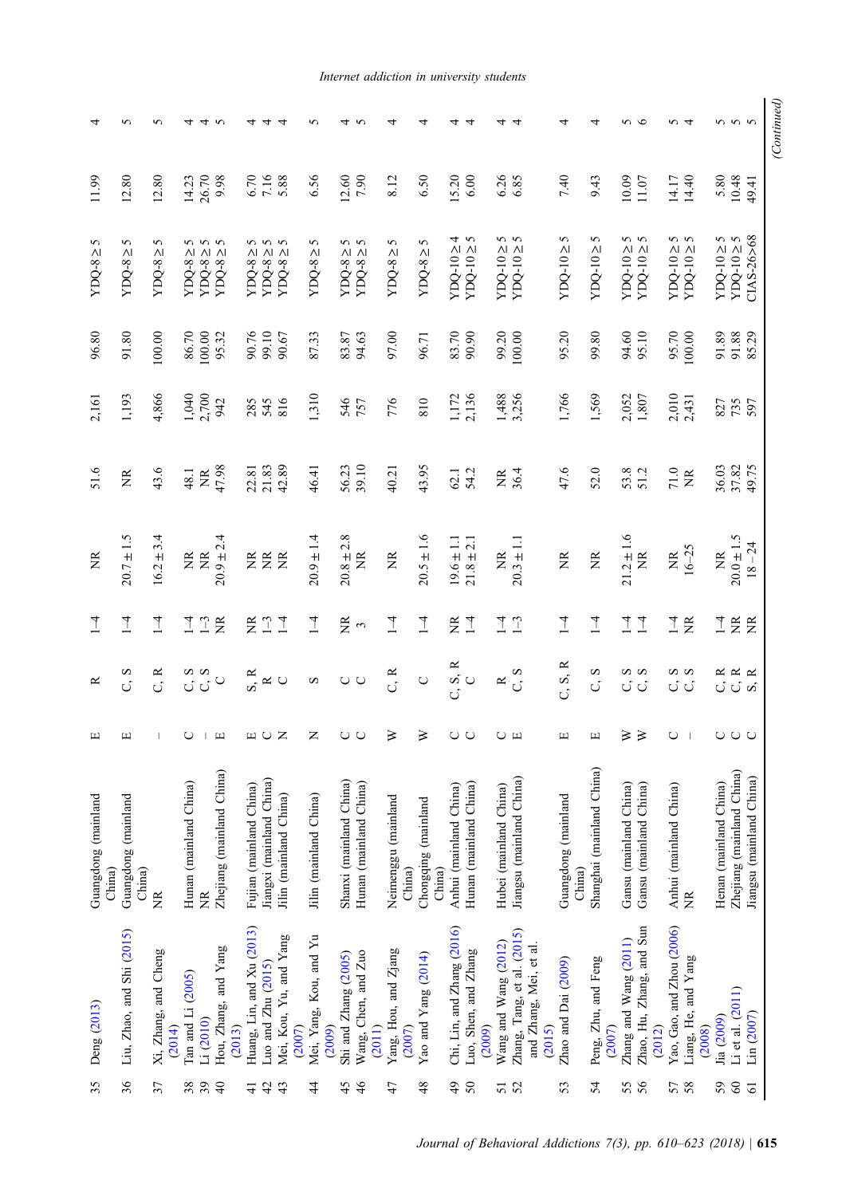| | | | | | | | | | | | | |
|---|---|---|---|---|---|---|---|---|---|---|---|---|
| 35 | Deng (2013) | Guangdong (mainland China) | E | R | 1–4 | NR | 51.6 | 2,161 | 96.80 | YDQ-8 ≥ 5 | 11.99 | 4 |
| 36 | Liu, Zhao, and Shi (2015) | Guangdong (mainland China) | E | C, S | 1–4 | 20.7 ± 1.5 | NR | 1,193 | 91.80 | YDQ-8 ≥ 5 | 12.80 | 5 |
| 37 | Xi, Zhang, and Cheng (2014) | NR | – | C, R | 1–4 | 16.2 ± 3.4 | 43.6 | 4,866 | 100.00 | YDQ-8 ≥ 5 | 12.80 | 5 |
| 38 | Tan and Li (2005) | Hunan (mainland China) | C | C, S | 1–4 | NR | 48.1 | 1,040 | 86.70 | YDQ-8 ≥ 5 | 14.23 | 4 |
| 39 | Li (2010) | NR | – | C, S | 1–3 | NR | NR | 2,700 | 100.00 | YDQ-8 ≥ 5 | 26.70 | 4 |
| 40 | Hou, Zhang, and Yang (2013) | Zhejiang (mainland China) | E | C | NR | 20.9 ± 2.4 | 47.98 | 942 | 95.32 | YDQ-8 ≥ 5 | 9.98 | 5 |
| 41 | Huang, Lin, and Xu (2013) | Fujian (mainland China) | E | S, R | NR | NR | 22.81 | 285 | 90.76 | YDQ-8 ≥ 5 | 6.70 | 4 |
| 42 | Luo and Zhu (2015) | Jiangxi (mainland China) | C | R | 1–3 | NR | 21.83 | 545 | 99.10 | YDQ-8 ≥ 5 | 7.16 | 4 |
| 43 | Mei, Kou, Yu, and Yang (2007) | Jilin (mainland China) | N | C | 1–4 | NR | 42.89 | 816 | 90.67 | YDQ-8 ≥ 5 | 5.88 | 4 |
| 44 | Mei, Yang, Kou, and Yu (2009) | Jilin (mainland China) | N | S | 1–4 | 20.9 ± 1.4 | 46.41 | 1,310 | 87.33 | YDQ-8 ≥ 5 | 6.56 | 5 |
| 45 | Shi and Zhang (2005) | Shanxi (mainland China) | C | C | NR | 20.8 ± 2.8 | 56.23 | 546 | 83.87 | YDQ-8 ≥ 5 | 12.60 | 4 |
| 46 | Wang, Chen, and Zuo (2011) | Hunan (mainland China) | C | C | 3 | NR | 39.10 | 757 | 94.63 | YDQ-8 ≥ 5 | 7.90 | 5 |
| 47 | Yang, Hou, and Zjang (2007) | Neimenggu (mainland China) | W | C, R | 1–4 | NR | 40.21 | 776 | 97.00 | YDQ-8 ≥ 5 | 8.12 | 4 |
| 48 | Yao and Yang (2014) | Chongqing (mainland China) | W | C | 1–4 | 20.5 ± 1.6 | 43.95 | 810 | 96.71 | YDQ-8 ≥ 5 | 6.50 | 4 |
| 49 | Chi, Lin, and Zhang (2016) | Anhui (mainland China) | C | C, S, R | NR | 19.6 ± 1.1 | 62.1 | 1,172 | 83.70 | YDQ-10 ≥ 4 | 15.20 | 4 |
| 50 | Luo, Shen, and Zhang (2009) | Hunan (mainland China) | C | C | 1–4 | 21.8 ± 2.1 | 54.2 | 2,136 | 90.90 | YDQ-10 ≥ 5 | 6.00 | 4 |
| 51 | Wang and Wang (2012) | Hubei (mainland China) | C | R | 1–4 | NR | NR | 1,488 | 99.20 | YDQ-10 ≥ 5 | 6.26 | 4 |
| 52 | Zhang, Tang, et al. (2015) and Zhang, Mei, et al. (2015) | Jiangsu (mainland China) | E | C, S | 1–3 | 20.3 ± 1.1 | 36.4 | 3,256 | 100.00 | YDQ-10 ≥ 5 | 6.85 | 4 |
| 53 | Zhao and Dai (2009) | Guangdong (mainland China) | E | C, S, R | 1–4 | NR | 47.6 | 1,766 | 95.20 | YDQ-10 ≥ 5 | 7.40 | 4 |
| 54 | Peng, Zhu, and Feng (2007) | Shanghai (mainland China) | E | C, S | 1–4 | NR | 52.0 | 1,569 | 99.80 | YDQ-10 ≥ 5 | 9.43 | 4 |
| 55 | Zhang and Wang (2011) | Gansu (mainland China) | W | C, S | 1–4 | 21.2 ± 1.6 | 53.8 | 2,052 | 94.60 | YDQ-10 ≥ 5 | 10.09 | 5 |
| 56 | Zhao, Hu, Zhang, and Sun (2012) | Gansu (mainland China) | W | C, S | 1–4 | NR | 51.2 | 1,807 | 95.10 | YDQ-10 ≥ 5 | 11.07 | 6 |
| 57 | Yao, Gao, and Zhou (2006) | Anhui (mainland China) | C | C, S | 1–4 | NR | 71.0 | 2,010 | 95.70 | YDQ-10 ≥ 5 | 14.17 | 5 |
| 58 | Liang, He, and Yang (2008) | NR | – | C, S | NR | 16–25 | NR | 2,431 | 100.00 | YDQ-10 ≥ 5 | 14.40 | 4 |
| 59 | Jia (2009) | Henan (mainland China) | C | C, R | 1–4 | NR | 36.03 | 827 | 91.89 | YDQ-10 ≥ 5 | 5.80 | 5 |
| 60 | Li et al. (2011) | Zhejiang (mainland China) | C | C, R | NR | 20.0 ± 1.5 | 37.82 | 735 | 91.88 | YDQ-10 ≥ 5 | 10.48 | 5 |
| 61 | Lin (2007) | Jiangsu (mainland China) | C | S, R | NR | 18 – 24 | 49.75 | 597 | 85.29 | CIAS-26>68 | 49.41 | 5 |

*(Continued)*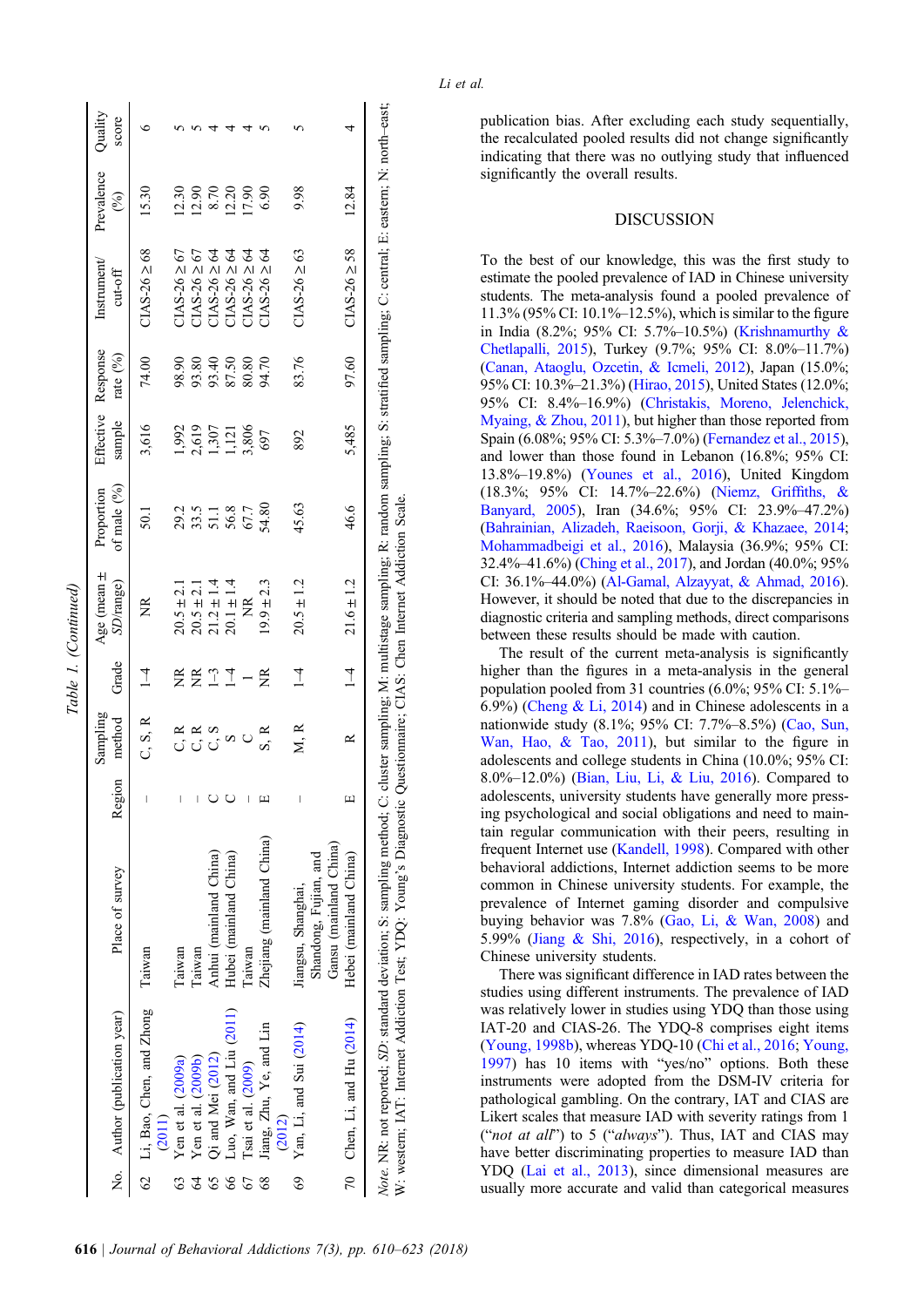Table 1. (Continued)

| No. | Author (publication year) | Place of survey | Region | Sampling method | Grade | Age (mean ± SD/range) | Proportion of male (%) | Effective sample | Response rate (%) | Instrument/cut-off | Prevalence (%) | Quality score |
|---|---|---|---|---|---|---|---|---|---|---|---|---|
| 62 | Li, Bao, Chen, and Zhong (2011) | Taiwan | – | C, S, R | 1–4 | NR | 50.1 | 3,616 | 74.00 | CIAS-26 ≥ 68 | 15.30 | 6 |
| 63 | Yen et al. (2009a) | Taiwan | – | C, R | NR | 20.5 ± 2.1 | 29.2 | 1,992 | 98.90 | CIAS-26 ≥ 67 | 12.30 | 5 |
| 64 | Yen et al. (2009b) | Taiwan | – | C, R | NR | 20.5 ± 2.1 | 33.5 | 2,619 | 93.80 | CIAS-26 ≥ 67 | 12.90 | 5 |
| 65 | Qi and Mei (2012) | Anhui (mainland China) | C | C, S | 1–3 | 21.2 ± 1.4 | 51.1 | 1,307 | 93.40 | CIAS-26 ≥ 64 | 8.70 | 4 |
| 66 | Luo, Wan, and Liu (2011) | Hubei (mainland China) | C | S | 1–4 | 20.1 ± 1.4 | 56.8 | 1,121 | 87.50 | CIAS-26 ≥ 64 | 12.20 | 4 |
| 67 | Tsai et al. (2009) | Taiwan | – | C | 1 | NR | 67.7 | 3,806 | 80.80 | CIAS-26 ≥ 64 | 17.90 | 4 |
| 68 | Jiang, Zhu, Ye, and Lin (2012) | Zhejiang (mainland China) | E | S, R | NR | 19.9 ± 2.3 | 54.80 | 697 | 94.70 | CIAS-26 ≥ 64 | 6.90 | 5 |
| 69 | Yan, Li, and Sui (2014) | Jiangsu, Shanghai, Shandong, Fujian, and Gansu (mainland China) | – | M, R | 1–4 | 20.5 ± 1.2 | 45.63 | 892 | 83.76 | CIAS-26 ≥ 63 | 9.98 | 5 |
| 70 | Chen, Li, and Hu (2014) | Hebei (mainland China) | E | R | 1–4 | 21.6 ± 1.2 | 46.6 | 5,485 | 97.60 | CIAS-26 ≥ 58 | 12.84 | 4 |

*Note.* NR: not reported; *SD*: standard deviation; S: sampling method; C: cluster sampling; M: multistage sampling; R: random sampling; S: stratified sampling; C: central; E: eastern; N: north–east; W: western; IAT: Internet Addiction Test; YDQ: Young's Diagnostic Questionnaire; CIAS: Chen Internet Addiction Scale.

publication bias. After excluding each study sequentially, the recalculated pooled results did not change significantly indicating that there was no outlying study that influenced significantly the overall results.

## DISCUSSION

To the best of our knowledge, this was the first study to estimate the pooled prevalence of IAD in Chinese university students. The meta-analysis found a pooled prevalence of 11.3% (95% CI: 10.1%–12.5%), which is similar to the figure in India (8.2%; 95% CI: 5.7%–10.5%) (Krishnamurthy & Chetlapalli, 2015), Turkey (9.7%; 95% CI: 8.0%–11.7%) (Canan, Ataoglu, Ozcetin, & Icmeli, 2012), Japan (15.0%; 95% CI: 10.3%–21.3%) (Hirao, 2015), United States (12.0%; 95% CI: 8.4%–16.9%) (Christakis, Moreno, Jelenchick, Myaing, & Zhou, 2011), but higher than those reported from Spain (6.08%; 95% CI: 5.3%–7.0%) (Fernandez et al., 2015), and lower than those found in Lebanon (16.8%; 95% CI: 13.8%–19.8%) (Younes et al., 2016), United Kingdom (18.3%; 95% CI: 14.7%–22.6%) (Niemz, Griffiths, & Banyard, 2005), Iran (34.6%; 95% CI: 23.9%–47.2%) (Bahrainian, Alizadeh, Raeisoon, Gorji, & Khazaee, 2014; Mohammadbeigi et al., 2016), Malaysia (36.9%; 95% CI: 32.4%–41.6%) (Ching et al., 2017), and Jordan (40.0%; 95% CI: 36.1%–44.0%) (Al-Gamal, Alzayyat, & Ahmad, 2016). However, it should be noted that due to the discrepancies in diagnostic criteria and sampling methods, direct comparisons between these results should be made with caution.

The result of the current meta-analysis is significantly higher than the figures in a meta-analysis in the general population pooled from 31 countries (6.0%; 95% CI: 5.1%–6.9%) (Cheng & Li, 2014) and in Chinese adolescents in a nationwide study (8.1%; 95% CI: 7.7%–8.5%) (Cao, Sun, Wan, Hao, & Tao, 2011), but similar to the figure in adolescents and college students in China (10.0%; 95% CI: 8.0%–12.0%) (Bian, Liu, Li, & Liu, 2016). Compared to adolescents, university students have generally more pressing psychological and social obligations and need to maintain regular communication with their peers, resulting in frequent Internet use (Kandell, 1998). Compared with other behavioral addictions, Internet addiction seems to be more common in Chinese university students. For example, the prevalence of Internet gaming disorder and compulsive buying behavior was 7.8% (Gao, Li, & Wan, 2008) and 5.99% (Jiang & Shi, 2016), respectively, in a cohort of Chinese university students.

There was significant difference in IAD rates between the studies using different instruments. The prevalence of IAD was relatively lower in studies using YDQ than those using IAT-20 and CIAS-26. The YDQ-8 comprises eight items (Young, 1998b), whereas YDQ-10 (Chi et al., 2016; Young, 1997) has 10 items with "yes/no" options. Both these instruments were adopted from the DSM-IV criteria for pathological gambling. On the contrary, IAT and CIAS are Likert scales that measure IAD with severity ratings from 1 ("*not at all*") to 5 ("*always*"). Thus, IAT and CIAS may have better discriminating properties to measure IAD than YDQ (Lai et al., 2013), since dimensional measures are usually more accurate and valid than categorical measures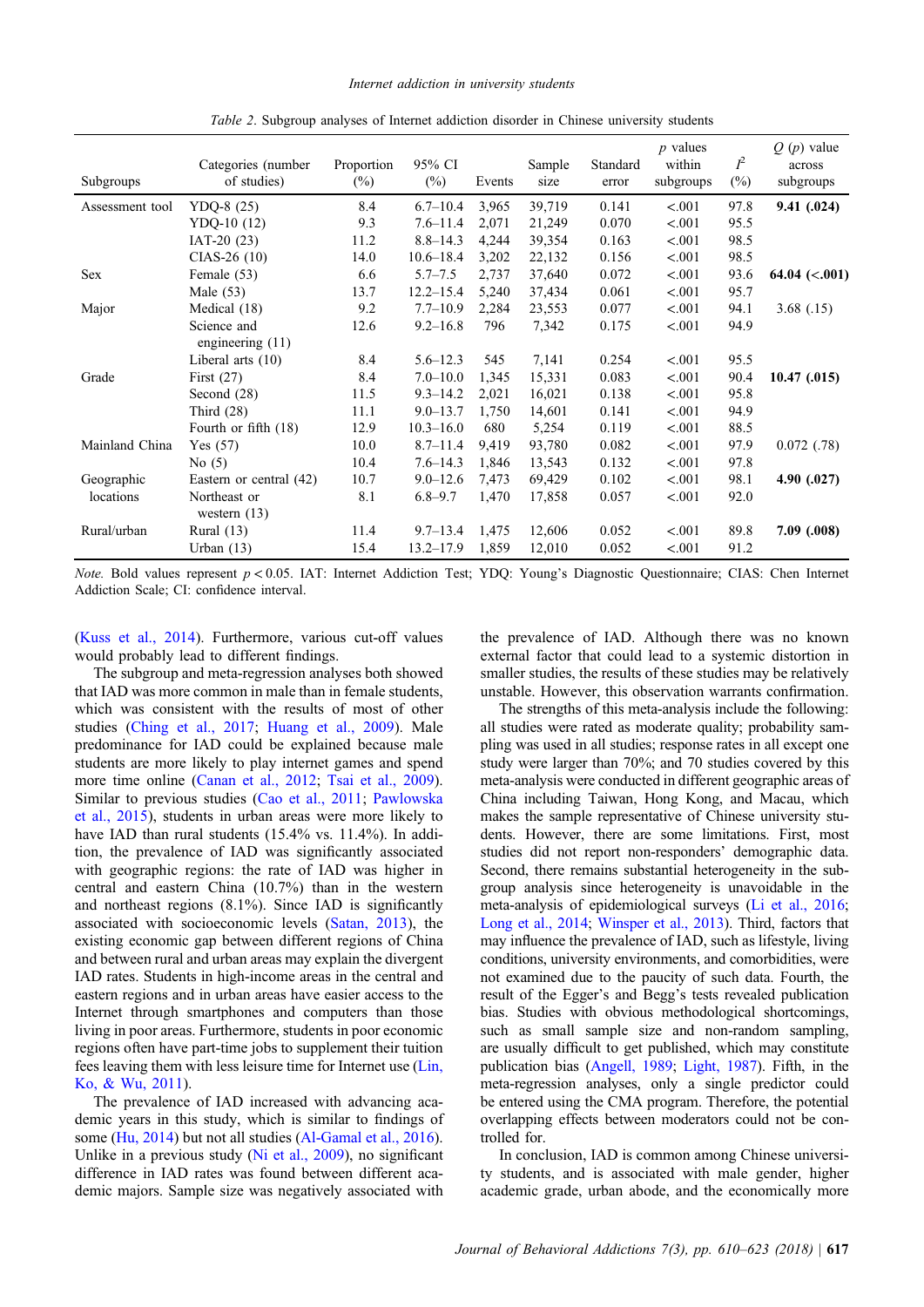Table 2. Subgroup analyses of Internet addiction disorder in Chinese university students

| Subgroups | Categories (number of studies) | Proportion (%) | 95% CI (%) | Events | Sample size | Standard error | p values within subgroups | $I^2$ (%) | Q (p) value across subgroups |
|---|---|---|---|---|---|---|---|---|---|
| Assessment tool | YDQ-8 (25) | 8.4 | 6.7–10.4 | 3,965 | 39,719 | 0.141 | <.001 | 97.8 | **9.41 (.024)** |
| | YDQ-10 (12) | 9.3 | 7.6–11.4 | 2,071 | 21,249 | 0.070 | <.001 | 95.5 | |
| | IAT-20 (23) | 11.2 | 8.8–14.3 | 4,244 | 39,354 | 0.163 | <.001 | 98.5 | |
| | CIAS-26 (10) | 14.0 | 10.6–18.4 | 3,202 | 22,132 | 0.156 | <.001 | 98.5 | |
| Sex | Female (53) | 6.6 | 5.7–7.5 | 2,737 | 37,640 | 0.072 | <.001 | 93.6 | **64.04 (<.001)** |
| | Male (53) | 13.7 | 12.2–15.4 | 5,240 | 37,434 | 0.061 | <.001 | 95.7 | |
| Major | Medical (18) | 9.2 | 7.7–10.9 | 2,284 | 23,553 | 0.077 | <.001 | 94.1 | 3.68 (.15) |
| | Science and engineering (11) | 12.6 | 9.2–16.8 | 796 | 7,342 | 0.175 | <.001 | 94.9 | |
| | Liberal arts (10) | 8.4 | 5.6–12.3 | 545 | 7,141 | 0.254 | <.001 | 95.5 | |
| Grade | First (27) | 8.4 | 7.0–10.0 | 1,345 | 15,331 | 0.083 | <.001 | 90.4 | **10.47 (.015)** |
| | Second (28) | 11.5 | 9.3–14.2 | 2,021 | 16,021 | 0.138 | <.001 | 95.8 | |
| | Third (28) | 11.1 | 9.0–13.7 | 1,750 | 14,601 | 0.141 | <.001 | 94.9 | |
| | Fourth or fifth (18) | 12.9 | 10.3–16.0 | 680 | 5,254 | 0.119 | <.001 | 88.5 | |
| Mainland China | Yes (57) | 10.0 | 8.7–11.4 | 9,419 | 93,780 | 0.082 | <.001 | 97.9 | 0.072 (.78) |
| | No (5) | 10.4 | 7.6–14.3 | 1,846 | 13,543 | 0.132 | <.001 | 97.8 | |
| Geographic locations | Eastern or central (42) | 10.7 | 9.0–12.6 | 7,473 | 69,429 | 0.102 | <.001 | 98.1 | **4.90 (.027)** |
| | Northeast or western (13) | 8.1 | 6.8–9.7 | 1,470 | 17,858 | 0.057 | <.001 | 92.0 | |
| Rural/urban | Rural (13) | 11.4 | 9.7–13.4 | 1,475 | 12,606 | 0.052 | <.001 | 89.8 | **7.09 (.008)** |
| | Urban (13) | 15.4 | 13.2–17.9 | 1,859 | 12,010 | 0.052 | <.001 | 91.2 | |

*Note.* Bold values represent $p < 0.05$. IAT: Internet Addiction Test; YDQ: Young's Diagnostic Questionnaire; CIAS: Chen Internet Addiction Scale; CI: confidence interval.

(Kuss et al., 2014). Furthermore, various cut-off values would probably lead to different findings.

The subgroup and meta-regression analyses both showed that IAD was more common in male than in female students, which was consistent with the results of most of other studies (Ching et al., 2017; Huang et al., 2009). Male predominance for IAD could be explained because male students are more likely to play internet games and spend more time online (Canan et al., 2012; Tsai et al., 2009). Similar to previous studies (Cao et al., 2011; Pawlowska et al., 2015), students in urban areas were more likely to have IAD than rural students (15.4% vs. 11.4%). In addition, the prevalence of IAD was significantly associated with geographic regions: the rate of IAD was higher in central and eastern China (10.7%) than in the western and northeast regions (8.1%). Since IAD is significantly associated with socioeconomic levels (Satan, 2013), the existing economic gap between different regions of China and between rural and urban areas may explain the divergent IAD rates. Students in high-income areas in the central and eastern regions and in urban areas have easier access to the Internet through smartphones and computers than those living in poor areas. Furthermore, students in poor economic regions often have part-time jobs to supplement their tuition fees leaving them with less leisure time for Internet use (Lin, Ko, & Wu, 2011).

The prevalence of IAD increased with advancing academic years in this study, which is similar to findings of some (Hu, 2014) but not all studies (Al-Gamal et al., 2016). Unlike in a previous study (Ni et al., 2009), no significant difference in IAD rates was found between different academic majors. Sample size was negatively associated with the prevalence of IAD. Although there was no known external factor that could lead to a systemic distortion in smaller studies, the results of these studies may be relatively unstable. However, this observation warrants confirmation.

The strengths of this meta-analysis include the following: all studies were rated as moderate quality; probability sampling was used in all studies; response rates in all except one study were larger than 70%; and 70 studies covered by this meta-analysis were conducted in different geographic areas of China including Taiwan, Hong Kong, and Macau, which makes the sample representative of Chinese university students. However, there are some limitations. First, most studies did not report non-responders' demographic data. Second, there remains substantial heterogeneity in the subgroup analysis since heterogeneity is unavoidable in the meta-analysis of epidemiological surveys (Li et al., 2016; Long et al., 2014; Winsper et al., 2013). Third, factors that may influence the prevalence of IAD, such as lifestyle, living conditions, university environments, and comorbidities, were not examined due to the paucity of such data. Fourth, the result of the Egger's and Begg's tests revealed publication bias. Studies with obvious methodological shortcomings, such as small sample size and non-random sampling, are usually difficult to get published, which may constitute publication bias (Angell, 1989; Light, 1987). Fifth, in the meta-regression analyses, only a single predictor could be entered using the CMA program. Therefore, the potential overlapping effects between moderators could not be controlled for.

In conclusion, IAD is common among Chinese university students, and is associated with male gender, higher academic grade, urban abode, and the economically more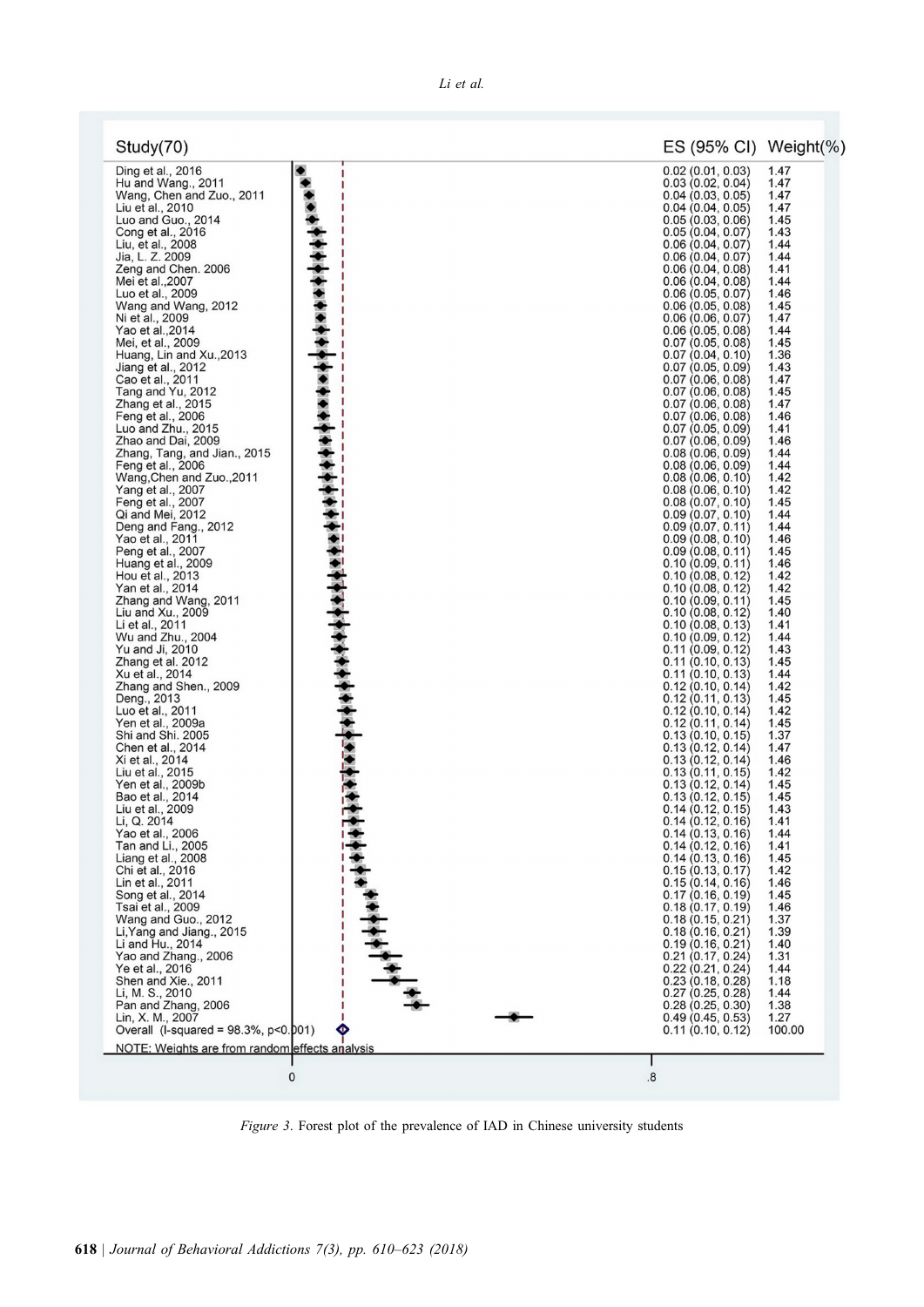| Study(70) | ES (95% CI) | Weight(%) |
|---|---|---|
| Ding et al., 2016 | 0.02 (0.01, 0.03) | 1.47 |
| Hu and Wang., 2011 | 0.03 (0.02, 0.04) | 1.47 |
| Wang, Chen and Zuo., 2011 | 0.04 (0.03, 0.05) | 1.47 |
| Liu et al., 2010 | 0.04 (0.04, 0.05) | 1.47 |
| Luo and Guo., 2014 | 0.05 (0.03, 0.06) | 1.45 |
| Cong et al., 2016 | 0.05 (0.04, 0.07) | 1.43 |
| Liu, et al., 2008 | 0.06 (0.04, 0.07) | 1.44 |
| Jia, L. Z. 2009 | 0.06 (0.04, 0.07) | 1.44 |
| Zeng and Chen. 2006 | 0.06 (0.04, 0.08) | 1.41 |
| Mei et al.,2007 | 0.06 (0.04, 0.08) | 1.44 |
| Luo et al., 2009 | 0.06 (0.05, 0.07) | 1.46 |
| Wang and Wang, 2012 | 0.06 (0.05, 0.08) | 1.45 |
| Ni et al., 2009 | 0.06 (0.06, 0.07) | 1.47 |
| Yao et al.,2014 | 0.06 (0.05, 0.08) | 1.44 |
| Mei, et al., 2009 | 0.07 (0.05, 0.08) | 1.45 |
| Huang, Lin and Xu.,2013 | 0.07 (0.04, 0.10) | 1.36 |
| Jiang et al., 2012 | 0.07 (0.05, 0.09) | 1.43 |
| Cao et al., 2011 | 0.07 (0.06, 0.08) | 1.47 |
| Tang and Yu, 2012 | 0.07 (0.06, 0.08) | 1.45 |
| Zhang et al., 2015 | 0.07 (0.06, 0.08) | 1.47 |
| Feng et al., 2006 | 0.07 (0.06, 0.08) | 1.46 |
| Luo and Zhu., 2015 | 0.07 (0.05, 0.09) | 1.41 |
| Zhao and Dai, 2009 | 0.07 (0.06, 0.09) | 1.46 |
| Zhang, Tang, and Jian., 2015 | 0.08 (0.06, 0.09) | 1.44 |
| Feng et al., 2006 | 0.08 (0.06, 0.09) | 1.44 |
| Wang,Chen and Zuo.,2011 | 0.08 (0.06, 0.10) | 1.42 |
| Yang et al., 2007 | 0.08 (0.06, 0.10) | 1.42 |
| Feng et al., 2007 | 0.08 (0.07, 0.10) | 1.45 |
| Qi and Mei, 2012 | 0.09 (0.07, 0.10) | 1.44 |
| Deng and Fang., 2012 | 0.09 (0.07, 0.11) | 1.44 |
| Yao et al., 2011 | 0.09 (0.08, 0.10) | 1.46 |
| Peng et al., 2007 | 0.09 (0.08, 0.11) | 1.45 |
| Huang et al., 2009 | 0.10 (0.09, 0.11) | 1.46 |
| Hou et al., 2013 | 0.10 (0.08, 0.12) | 1.42 |
| Yan et al., 2014 | 0.10 (0.08, 0.12) | 1.42 |
| Zhang and Wang, 2011 | 0.10 (0.09, 0.11) | 1.45 |
| Liu and Xu., 2009 | 0.10 (0.08, 0.12) | 1.40 |
| Li et al., 2011 | 0.10 (0.08, 0.13) | 1.41 |
| Wu and Zhu., 2004 | 0.10 (0.09, 0.12) | 1.44 |
| Yu and Ji, 2010 | 0.11 (0.09, 0.12) | 1.43 |
| Zhang et al. 2012 | 0.11 (0.10, 0.13) | 1.45 |
| Xu et al., 2014 | 0.11 (0.10, 0.13) | 1.44 |
| Zhang and Shen., 2009 | 0.12 (0.10, 0.14) | 1.42 |
| Deng., 2013 | 0.12 (0.11, 0.13) | 1.45 |
| Luo et al., 2011 | 0.12 (0.10, 0.14) | 1.42 |
| Yen et al., 2009a | 0.12 (0.11, 0.14) | 1.45 |
| Shi and Shi. 2005 | 0.13 (0.10, 0.15) | 1.37 |
| Chen et al., 2014 | 0.13 (0.12, 0.14) | 1.47 |
| Xi et al., 2014 | 0.13 (0.12, 0.14) | 1.46 |
| Liu et al., 2015 | 0.13 (0.11, 0.15) | 1.42 |
| Yen et al., 2009b | 0.13 (0.12, 0.14) | 1.45 |
| Bao et al., 2014 | 0.13 (0.12, 0.15) | 1.45 |
| Liu et al., 2009 | 0.14 (0.12, 0.15) | 1.43 |
| Li, Q. 2014 | 0.14 (0.12, 0.16) | 1.41 |
| Yao et al., 2006 | 0.14 (0.13, 0.16) | 1.44 |
| Tan and Li., 2005 | 0.14 (0.12, 0.16) | 1.41 |
| Liang et al., 2008 | 0.14 (0.13, 0.16) | 1.45 |
| Chi et al., 2016 | 0.15 (0.13, 0.17) | 1.42 |
| Lin et al., 2011 | 0.15 (0.14, 0.16) | 1.46 |
| Song et al., 2014 | 0.17 (0.16, 0.19) | 1.45 |
| Tsai et al., 2009 | 0.18 (0.17, 0.19) | 1.46 |
| Wang and Guo., 2012 | 0.18 (0.15, 0.21) | 1.37 |
| Li,Yang and Jiang., 2015 | 0.18 (0.16, 0.21) | 1.39 |
| Li and Hu., 2014 | 0.19 (0.16, 0.21) | 1.40 |
| Yao and Zhang., 2006 | 0.21 (0.17, 0.24) | 1.31 |
| Ye et al., 2016 | 0.22 (0.21, 0.24) | 1.44 |
| Shen and Xie., 2011 | 0.23 (0.18, 0.28) | 1.18 |
| Li, M. S., 2010 | 0.27 (0.25, 0.28) | 1.44 |
| Pan and Zhang, 2006 | 0.28 (0.25, 0.30) | 1.38 |
| Lin, X. M., 2007 | 0.49 (0.45, 0.53) | 1.27 |
| Overall (I-squared = 98.3%, p<0.001) | 0.11 (0.10, 0.12) | 100.00 |

NOTE: Weights are from random effects analysis

*Figure 3*. Forest plot of the prevalence of IAD in Chinese university students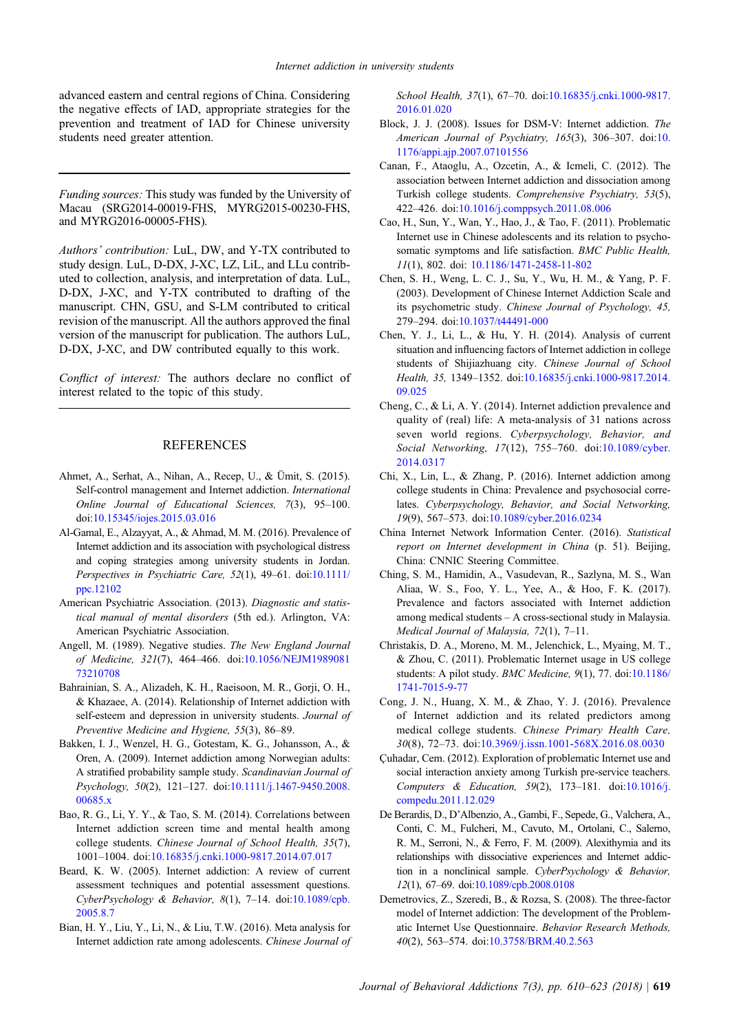advanced eastern and central regions of China. Considering the negative effects of IAD, appropriate strategies for the prevention and treatment of IAD for Chinese university students need greater attention.

---

*Funding sources:* This study was funded by the University of Macau (SRG2014-00019-FHS, MYRG2015-00230-FHS, and MYRG2016-00005-FHS).

*Authors' contribution:* LuL, DW, and Y-TX contributed to study design. LuL, D-DX, J-XC, LZ, LiL, and LLu contributed to collection, analysis, and interpretation of data. LuL, D-DX, J-XC, and Y-TX contributed to drafting of the manuscript. CHN, GSU, and S-LM contributed to critical revision of the manuscript. All the authors approved the final version of the manuscript for publication. The authors LuL, D-DX, J-XC, and DW contributed equally to this work.

*Conflict of interest:* The authors declare no conflict of interest related to the topic of this study.

---

## REFERENCES

Ahmet, A., Serhat, A., Nihan, A., Recep, U., & Ümit, S. (2015). Self-control management and Internet addiction. *International Online Journal of Educational Sciences, 7*(3), 95–100. doi:10.15345/iojes.2015.03.016

Al-Gamal, E., Alzayyat, A., & Ahmad, M. M. (2016). Prevalence of Internet addiction and its association with psychological distress and coping strategies among university students in Jordan. *Perspectives in Psychiatric Care, 52*(1), 49–61. doi:10.1111/ppc.12102

American Psychiatric Association. (2013). *Diagnostic and statistical manual of mental disorders* (5th ed.). Arlington, VA: American Psychiatric Association.

Angell, M. (1989). Negative studies. *The New England Journal of Medicine, 321*(7), 464–466. doi:10.1056/NEJM198908173210708

Bahrainian, S. A., Alizadeh, K. H., Raeisoon, M. R., Gorji, O. H., & Khazaee, A. (2014). Relationship of Internet addiction with self-esteem and depression in university students. *Journal of Preventive Medicine and Hygiene, 55*(3), 86–89.

Bakken, I. J., Wenzel, H. G., Gotestam, K. G., Johansson, A., & Oren, A. (2009). Internet addiction among Norwegian adults: A stratified probability sample study. *Scandinavian Journal of Psychology, 50*(2), 121–127. doi:10.1111/j.1467-9450.2008.00685.x

Bao, R. G., Li, Y. Y., & Tao, S. M. (2014). Correlations between Internet addiction screen time and mental health among college students. *Chinese Journal of School Health, 35*(7), 1001–1004. doi:10.16835/j.cnki.1000-9817.2014.07.017

Beard, K. W. (2005). Internet addiction: A review of current assessment techniques and potential assessment questions. *CyberPsychology & Behavior, 8*(1), 7–14. doi:10.1089/cpb.2005.8.7

Bian, H. Y., Liu, Y., Li, N., & Liu, T.W. (2016). Meta analysis for Internet addiction rate among adolescents. *Chinese Journal of School Health, 37*(1), 67–70. doi:10.16835/j.cnki.1000-9817.2016.01.020

Block, J. J. (2008). Issues for DSM-V: Internet addiction. *The American Journal of Psychiatry, 165*(3), 306–307. doi:10.1176/appi.ajp.2007.07101556

Canan, F., Ataoglu, A., Ozcetin, A., & Icmeli, C. (2012). The association between Internet addiction and dissociation among Turkish college students. *Comprehensive Psychiatry, 53*(5), 422–426. doi:10.1016/j.comppsych.2011.08.006

Cao, H., Sun, Y., Wan, Y., Hao, J., & Tao, F. (2011). Problematic Internet use in Chinese adolescents and its relation to psychosomatic symptoms and life satisfaction. *BMC Public Health, 11*(1), 802. doi: 10.1186/1471-2458-11-802

Chen, S. H., Weng, L. C. J., Su, Y., Wu, H. M., & Yang, P. F. (2003). Development of Chinese Internet Addiction Scale and its psychometric study. *Chinese Journal of Psychology, 45,* 279–294. doi:10.1037/t44491-000

Chen, Y. J., Li, L., & Hu, Y. H. (2014). Analysis of current situation and influencing factors of Internet addiction in college students of Shijiazhuang city. *Chinese Journal of School Health, 35,* 1349–1352. doi:10.16835/j.cnki.1000-9817.2014.09.025

Cheng, C., & Li, A. Y. (2014). Internet addiction prevalence and quality of (real) life: A meta-analysis of 31 nations across seven world regions. *Cyberpsychology, Behavior, and Social Networking, 17*(12), 755–760. doi:10.1089/cyber.2014.0317

Chi, X., Lin, L., & Zhang, P. (2016). Internet addiction among college students in China: Prevalence and psychosocial correlates. *Cyberpsychology, Behavior, and Social Networking, 19*(9), 567–573. doi:10.1089/cyber.2016.0234

China Internet Network Information Center. (2016). *Statistical report on Internet development in China* (p. 51). Beijing, China: CNNIC Steering Committee.

Ching, S. M., Hamidin, A., Vasudevan, R., Sazlyna, M. S., Wan Aliaa, W. S., Foo, Y. L., Yee, A., & Hoo, F. K. (2017). Prevalence and factors associated with Internet addiction among medical students – A cross-sectional study in Malaysia. *Medical Journal of Malaysia, 72*(1), 7–11.

Christakis, D. A., Moreno, M. M., Jelenchick, L., Myaing, M. T., & Zhou, C. (2011). Problematic Internet usage in US college students: A pilot study. *BMC Medicine, 9*(1), 77. doi:10.1186/1741-7015-9-77

Cong, J. N., Huang, X. M., & Zhao, Y. J. (2016). Prevalence of Internet addiction and its related predictors among medical college students. *Chinese Primary Health Care, 30*(8), 72–73. doi:10.3969/j.issn.1001-568X.2016.08.0030

Çuhadar, Cem. (2012). Exploration of problematic Internet use and social interaction anxiety among Turkish pre-service teachers. *Computers & Education, 59*(2), 173–181. doi:10.1016/j.compedu.2011.12.029

De Berardis, D., D'Albenzio, A., Gambi, F., Sepede, G., Valchera, A., Conti, C. M., Fulcheri, M., Cavuto, M., Ortolani, C., Salerno, R. M., Serroni, N., & Ferro, F. M. (2009). Alexithymia and its relationships with dissociative experiences and Internet addiction in a nonclinical sample. *CyberPsychology & Behavior, 12*(1), 67–69. doi:10.1089/cpb.2008.0108

Demetrovics, Z., Szeredi, B., & Rozsa, S. (2008). The three-factor model of Internet addiction: The development of the Problematic Internet Use Questionnaire. *Behavior Research Methods, 40*(2), 563–574. doi:10.3758/BRM.40.2.563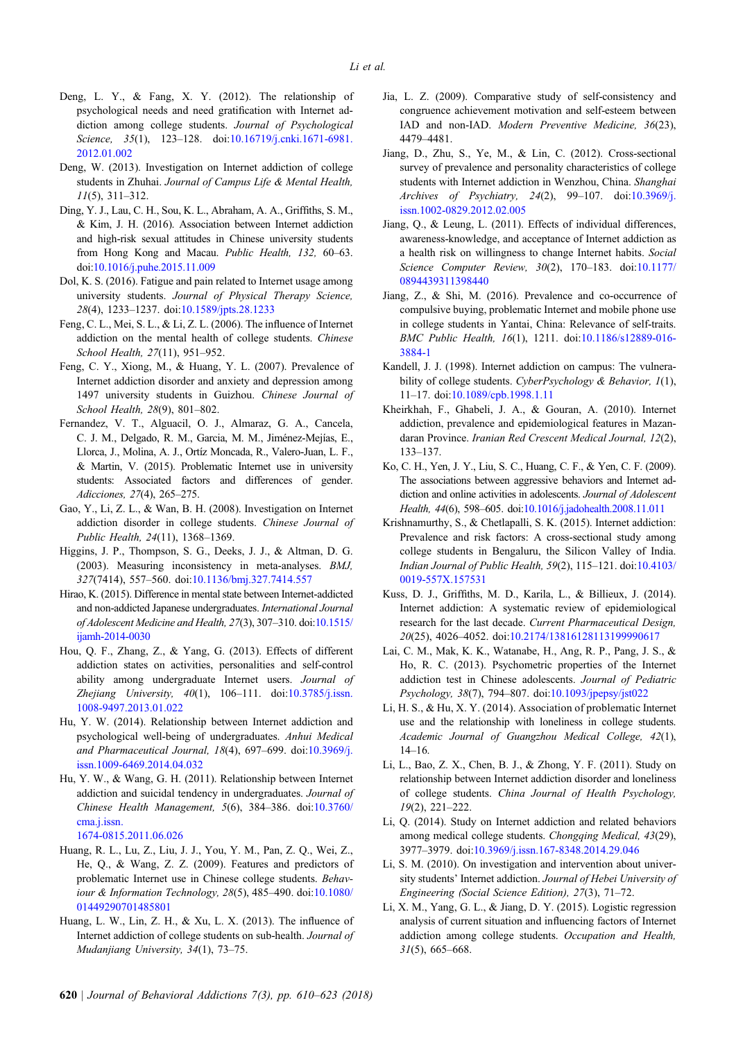Deng, L. Y., & Fang, X. Y. (2012). The relationship of psychological needs and need gratification with Internet addiction among college students. *Journal of Psychological Science, 35*(1), 123–128. doi:10.16719/j.cnki.1671-6981.2012.01.002

Deng, W. (2013). Investigation on Internet addiction of college students in Zhuhai. *Journal of Campus Life & Mental Health, 11*(5), 311–312.

Ding, Y. J., Lau, C. H., Sou, K. L., Abraham, A. A., Griffiths, S. M., & Kim, J. H. (2016). Association between Internet addiction and high-risk sexual attitudes in Chinese university students from Hong Kong and Macau. *Public Health, 132,* 60–63. doi:10.1016/j.puhe.2015.11.009

Dol, K. S. (2016). Fatigue and pain related to Internet usage among university students. *Journal of Physical Therapy Science, 28*(4), 1233–1237. doi:10.1589/jpts.28.1233

Feng, C. L., Mei, S. L., & Li, Z. L. (2006). The influence of Internet addiction on the mental health of college students. *Chinese School Health, 27*(11), 951–952.

Feng, C. Y., Xiong, M., & Huang, Y. L. (2007). Prevalence of Internet addiction disorder and anxiety and depression among 1497 university students in Guizhou. *Chinese Journal of School Health, 28*(9), 801–802.

Fernandez, V. T., Alguacil, O. J., Almaraz, G. A., Cancela, C. J. M., Delgado, R. M., Garcia, M. M., Jiménez-Mejías, E., Llorca, J., Molina, A. J., Ortíz Moncada, R., Valero-Juan, L. F., & Martin, V. (2015). Problematic Internet use in university students: Associated factors and differences of gender. *Adicciones, 27*(4), 265–275.

Gao, Y., Li, Z. L., & Wan, B. H. (2008). Investigation on Internet addiction disorder in college students. *Chinese Journal of Public Health, 24*(11), 1368–1369.

Higgins, J. P., Thompson, S. G., Deeks, J. J., & Altman, D. G. (2003). Measuring inconsistency in meta-analyses. *BMJ, 327*(7414), 557–560. doi:10.1136/bmj.327.7414.557

Hirao, K. (2015). Difference in mental state between Internet-addicted and non-addicted Japanese undergraduates. *International Journal of Adolescent Medicine and Health, 27*(3), 307–310. doi:10.1515/ijamh-2014-0030

Hou, Q. F., Zhang, Z., & Yang, G. (2013). Effects of different addiction states on activities, personalities and self-control ability among undergraduate Internet users. *Journal of Zhejiang University, 40*(1), 106–111. doi:10.3785/j.issn.1008-9497.2013.01.022

Hu, Y. W. (2014). Relationship between Internet addiction and psychological well-being of undergraduates. *Anhui Medical and Pharmaceutical Journal, 18*(4), 697–699. doi:10.3969/j.issn.1009-6469.2014.04.032

Hu, Y. W., & Wang, G. H. (2011). Relationship between Internet addiction and suicidal tendency in undergraduates. *Journal of Chinese Health Management, 5*(6), 384–386. doi:10.3760/cma.j.issn.1674-0815.2011.06.026

Huang, R. L., Lu, Z., Liu, J. J., You, Y. M., Pan, Z. Q., Wei, Z., He, Q., & Wang, Z. Z. (2009). Features and predictors of problematic Internet use in Chinese college students. *Behaviour & Information Technology, 28*(5), 485–490. doi:10.1080/01449290701485801

Huang, L. W., Lin, Z. H., & Xu, L. X. (2013). The influence of Internet addiction of college students on sub-health. *Journal of Mudanjiang University, 34*(1), 73–75.

Jia, L. Z. (2009). Comparative study of self-consistency and congruence achievement motivation and self-esteem between IAD and non-IAD. *Modern Preventive Medicine, 36*(23), 4479–4481.

Jiang, D., Zhu, S., Ye, M., & Lin, C. (2012). Cross-sectional survey of prevalence and personality characteristics of college students with Internet addiction in Wenzhou, China. *Shanghai Archives of Psychiatry, 24*(2), 99–107. doi:10.3969/j.issn.1002-0829.2012.02.005

Jiang, Q., & Leung, L. (2011). Effects of individual differences, awareness-knowledge, and acceptance of Internet addiction as a health risk on willingness to change Internet habits. *Social Science Computer Review, 30*(2), 170–183. doi:10.1177/0894439311398440

Jiang, Z., & Shi, M. (2016). Prevalence and co-occurrence of compulsive buying, problematic Internet and mobile phone use in college students in Yantai, China: Relevance of self-traits. *BMC Public Health, 16*(1), 1211. doi:10.1186/s12889-016-3884-1

Kandell, J. J. (1998). Internet addiction on campus: The vulnerability of college students. *CyberPsychology & Behavior, 1*(1), 11–17. doi:10.1089/cpb.1998.1.11

Kheirkhah, F., Ghabeli, J. A., & Gouran, A. (2010). Internet addiction, prevalence and epidemiological features in Mazandaran Province. *Iranian Red Crescent Medical Journal, 12*(2), 133–137.

Ko, C. H., Yen, J. Y., Liu, S. C., Huang, C. F., & Yen, C. F. (2009). The associations between aggressive behaviors and Internet addiction and online activities in adolescents. *Journal of Adolescent Health, 44*(6), 598–605. doi:10.1016/j.jadohealth.2008.11.011

Krishnamurthy, S., & Chetlapalli, S. K. (2015). Internet addiction: Prevalence and risk factors: A cross-sectional study among college students in Bengaluru, the Silicon Valley of India. *Indian Journal of Public Health, 59*(2), 115–121. doi:10.4103/0019-557X.157531

Kuss, D. J., Griffiths, M. D., Karila, L., & Billieux, J. (2014). Internet addiction: A systematic review of epidemiological research for the last decade. *Current Pharmaceutical Design, 20*(25), 4026–4052. doi:10.2174/13816128113199990617

Lai, C. M., Mak, K. K., Watanabe, H., Ang, R. P., Pang, J. S., & Ho, R. C. (2013). Psychometric properties of the Internet addiction test in Chinese adolescents. *Journal of Pediatric Psychology, 38*(7), 794–807. doi:10.1093/jpepsy/jst022

Li, H. S., & Hu, X. Y. (2014). Association of problematic Internet use and the relationship with loneliness in college students. *Academic Journal of Guangzhou Medical College, 42*(1), 14–16.

Li, L., Bao, Z. X., Chen, B. J., & Zhong, Y. F. (2011). Study on relationship between Internet addiction disorder and loneliness of college students. *China Journal of Health Psychology, 19*(2), 221–222.

Li, Q. (2014). Study on Internet addiction and related behaviors among medical college students. *Chongqing Medical, 43*(29), 3977–3979. doi:10.3969/j.issn.167-8348.2014.29.046

Li, S. M. (2010). On investigation and intervention about university students' Internet addiction. *Journal of Hebei University of Engineering (Social Science Edition), 27*(3), 71–72.

Li, X. M., Yang, G. L., & Jiang, D. Y. (2015). Logistic regression analysis of current situation and influencing factors of Internet addiction among college students. *Occupation and Health, 31*(5), 665–668.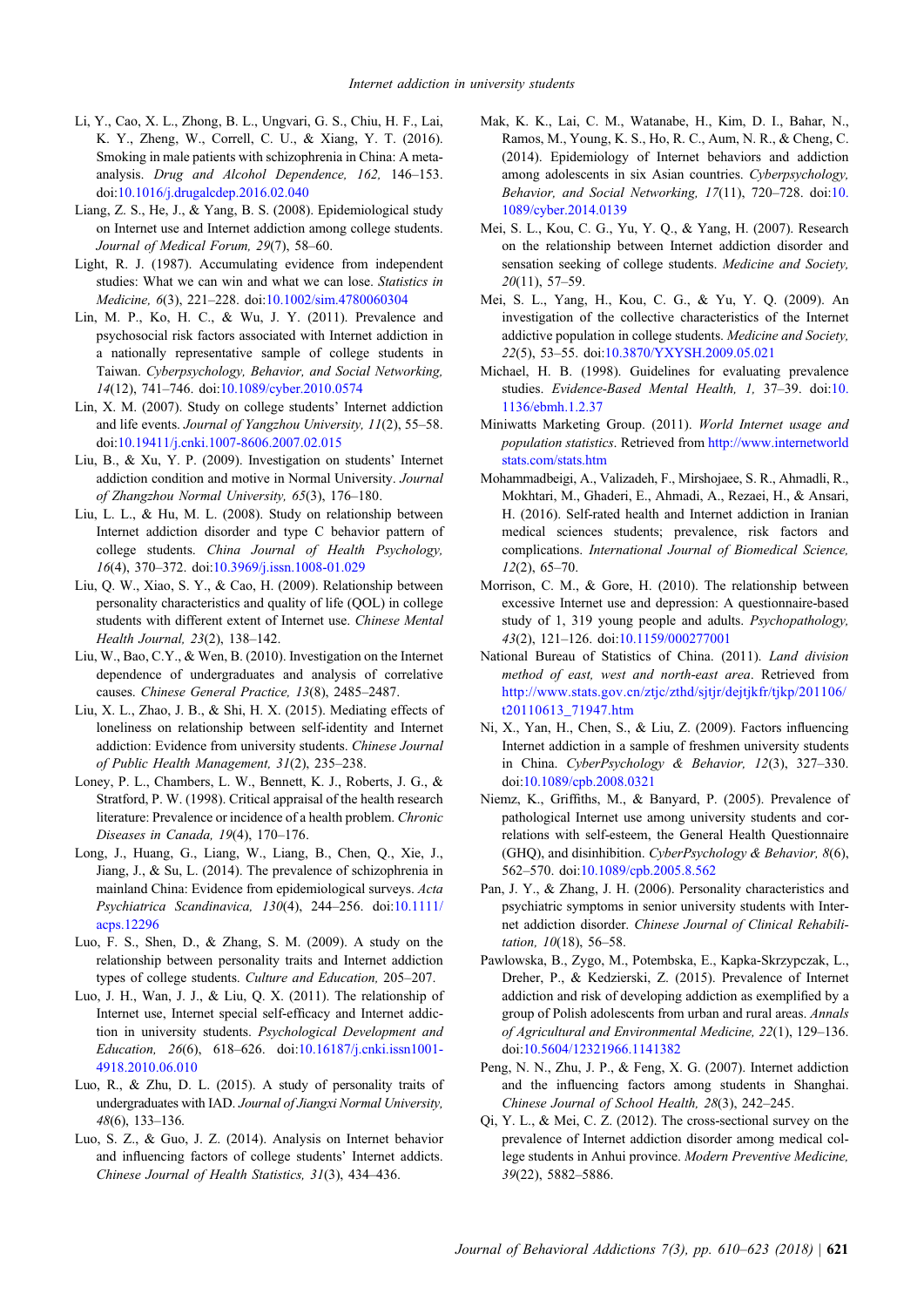Li, Y., Cao, X. L., Zhong, B. L., Ungvari, G. S., Chiu, H. F., Lai, K. Y., Zheng, W., Correll, C. U., & Xiang, Y. T. (2016). Smoking in male patients with schizophrenia in China: A meta-analysis. *Drug and Alcohol Dependence, 162,* 146–153. doi:10.1016/j.drugalcdep.2016.02.040

Liang, Z. S., He, J., & Yang, B. S. (2008). Epidemiological study on Internet use and Internet addiction among college students. *Journal of Medical Forum, 29*(7), 58–60.

Light, R. J. (1987). Accumulating evidence from independent studies: What we can win and what we can lose. *Statistics in Medicine, 6*(3), 221–228. doi:10.1002/sim.4780060304

Lin, M. P., Ko, H. C., & Wu, J. Y. (2011). Prevalence and psychosocial risk factors associated with Internet addiction in a nationally representative sample of college students in Taiwan. *Cyberpsychology, Behavior, and Social Networking, 14*(12), 741–746. doi:10.1089/cyber.2010.0574

Lin, X. M. (2007). Study on college students' Internet addiction and life events. *Journal of Yangzhou University, 11*(2), 55–58. doi:10.19411/j.cnki.1007-8606.2007.02.015

Liu, B., & Xu, Y. P. (2009). Investigation on students' Internet addiction condition and motive in Normal University. *Journal of Zhangzhou Normal University, 65*(3), 176–180.

Liu, L. L., & Hu, M. L. (2008). Study on relationship between Internet addiction disorder and type C behavior pattern of college students. *China Journal of Health Psychology, 16*(4), 370–372. doi:10.3969/j.issn.1008-01.029

Liu, Q. W., Xiao, S. Y., & Cao, H. (2009). Relationship between personality characteristics and quality of life (QOL) in college students with different extent of Internet use. *Chinese Mental Health Journal, 23*(2), 138–142.

Liu, W., Bao, C.Y., & Wen, B. (2010). Investigation on the Internet dependence of undergraduates and analysis of correlative causes. *Chinese General Practice, 13*(8), 2485–2487.

Liu, X. L., Zhao, J. B., & Shi, H. X. (2015). Mediating effects of loneliness on relationship between self-identity and Internet addiction: Evidence from university students. *Chinese Journal of Public Health Management, 31*(2), 235–238.

Loney, P. L., Chambers, L. W., Bennett, K. J., Roberts, J. G., & Stratford, P. W. (1998). Critical appraisal of the health research literature: Prevalence or incidence of a health problem. *Chronic Diseases in Canada, 19*(4), 170–176.

Long, J., Huang, G., Liang, W., Liang, B., Chen, Q., Xie, J., Jiang, J., & Su, L. (2014). The prevalence of schizophrenia in mainland China: Evidence from epidemiological surveys. *Acta Psychiatrica Scandinavica, 130*(4), 244–256. doi:10.1111/acps.12296

Luo, F. S., Shen, D., & Zhang, S. M. (2009). A study on the relationship between personality traits and Internet addiction types of college students. *Culture and Education,* 205–207.

Luo, J. H., Wan, J. J., & Liu, Q. X. (2011). The relationship of Internet use, Internet special self-efficacy and Internet addiction in university students. *Psychological Development and Education, 26*(6), 618–626. doi:10.16187/j.cnki.issn1001-4918.2010.06.010

Luo, R., & Zhu, D. L. (2015). A study of personality traits of undergraduates with IAD. *Journal of Jiangxi Normal University, 48*(6), 133–136.

Luo, S. Z., & Guo, J. Z. (2014). Analysis on Internet behavior and influencing factors of college students' Internet addicts. *Chinese Journal of Health Statistics, 31*(3), 434–436.

Mak, K. K., Lai, C. M., Watanabe, H., Kim, D. I., Bahar, N., Ramos, M., Young, K. S., Ho, R. C., Aum, N. R., & Cheng, C. (2014). Epidemiology of Internet behaviors and addiction among adolescents in six Asian countries. *Cyberpsychology, Behavior, and Social Networking, 17*(11), 720–728. doi:10.1089/cyber.2014.0139

Mei, S. L., Kou, C. G., Yu, Y. Q., & Yang, H. (2007). Research on the relationship between Internet addiction disorder and sensation seeking of college students. *Medicine and Society, 20*(11), 57–59.

Mei, S. L., Yang, H., Kou, C. G., & Yu, Y. Q. (2009). An investigation of the collective characteristics of the Internet addictive population in college students. *Medicine and Society, 22*(5), 53–55. doi:10.3870/YXYSH.2009.05.021

Michael, H. B. (1998). Guidelines for evaluating prevalence studies. *Evidence-Based Mental Health, 1,* 37–39. doi:10.1136/ebmh.1.2.37

Miniwatts Marketing Group. (2011). *World Internet usage and population statistics.* Retrieved from http://www.internetworldstats.com/stats.htm

Mohammadbeigi, A., Valizadeh, F., Mirshojaee, S. R., Ahmadli, R., Mokhtari, M., Ghaderi, E., Ahmadi, A., Rezaei, H., & Ansari, H. (2016). Self-rated health and Internet addiction in Iranian medical sciences students; prevalence, risk factors and complications. *International Journal of Biomedical Science, 12*(2), 65–70.

Morrison, C. M., & Gore, H. (2010). The relationship between excessive Internet use and depression: A questionnaire-based study of 1, 319 young people and adults. *Psychopathology, 43*(2), 121–126. doi:10.1159/000277001

National Bureau of Statistics of China. (2011). *Land division method of east, west and north-east area.* Retrieved from http://www.stats.gov.cn/ztjc/zthd/sjtjr/dejtjkfr/tjkp/201106/t20110613_71947.htm

Ni, X., Yan, H., Chen, S., & Liu, Z. (2009). Factors influencing Internet addiction in a sample of freshmen university students in China. *CyberPsychology & Behavior, 12*(3), 327–330. doi:10.1089/cpb.2008.0321

Niemz, K., Griffiths, M., & Banyard, P. (2005). Prevalence of pathological Internet use among university students and correlations with self-esteem, the General Health Questionnaire (GHQ), and disinhibition. *CyberPsychology & Behavior, 8*(6), 562–570. doi:10.1089/cpb.2005.8.562

Pan, J. Y., & Zhang, J. H. (2006). Personality characteristics and psychiatric symptoms in senior university students with Internet addiction disorder. *Chinese Journal of Clinical Rehabilitation, 10*(18), 56–58.

Pawlowska, B., Zygo, M., Potembska, E., Kapka-Skrzypczak, L., Dreher, P., & Kedzierski, Z. (2015). Prevalence of Internet addiction and risk of developing addiction as exemplified by a group of Polish adolescents from urban and rural areas. *Annals of Agricultural and Environmental Medicine, 22*(1), 129–136. doi:10.5604/12321966.1141382

Peng, N. N., Zhu, J. P., & Feng, X. G. (2007). Internet addiction and the influencing factors among students in Shanghai. *Chinese Journal of School Health, 28*(3), 242–245.

Qi, Y. L., & Mei, C. Z. (2012). The cross-sectional survey on the prevalence of Internet addiction disorder among medical college students in Anhui province. *Modern Preventive Medicine, 39*(22), 5882–5886.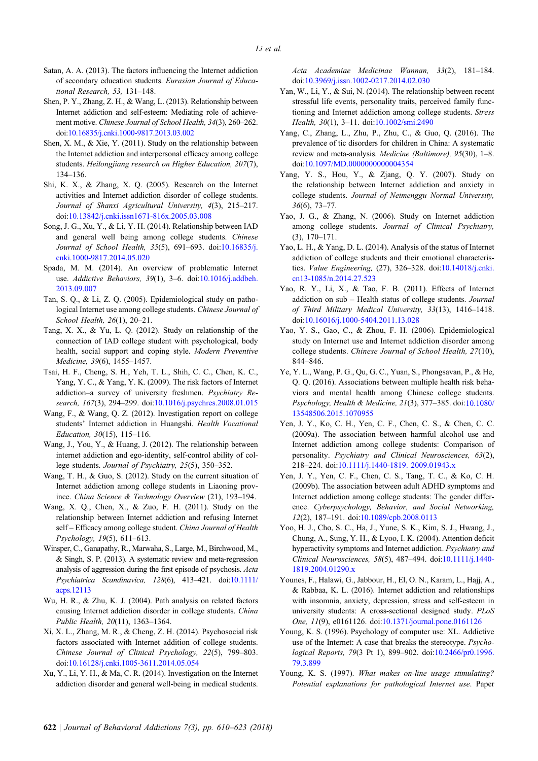Satan, A. A. (2013). The factors influencing the Internet addiction of secondary education students. *Eurasian Journal of Educational Research, 53,* 131–148.

Shen, P. Y., Zhang, Z. H., & Wang, L. (2013). Relationship between Internet addiction and self-esteem: Mediating role of achievement motive. *Chinese Journal of School Health, 34*(3), 260–262. doi:10.16835/j.cnki.1000-9817.2013.03.002

Shen, X. M., & Xie, Y. (2011). Study on the relationship between the Internet addiction and interpersonal efficacy among college students. *Heilongjiang research on Higher Education, 207*(7), 134–136.

Shi, K. X., & Zhang, X. Q. (2005). Research on the Internet activities and Internet addiction disorder of college students. *Journal of Shanxi Agricultural University, 4*(3), 215–217. doi:10.13842/j.cnki.issn1671-816x.2005.03.008

Song, J. G., Xu, Y., & Li, Y. H. (2014). Relationship between IAD and general well being among college students. *Chinese Journal of School Health, 35*(5), 691–693. doi:10.16835/j.cnki.1000-9817.2014.05.020

Spada, M. M. (2014). An overview of problematic Internet use. *Addictive Behaviors, 39*(1), 3–6. doi:10.1016/j.addbeh.2013.09.007

Tan, S. Q., & Li, Z. Q. (2005). Epidemiological study on pathological Internet use among college students. *Chinese Journal of School Health, 26*(1), 20–21.

Tang, X. X., & Yu, L. Q. (2012). Study on relationship of the connection of IAD college student with psychological, body health, social support and coping style. *Modern Preventive Medicine, 39*(6), 1455–1457.

Tsai, H. F., Cheng, S. H., Yeh, T. L., Shih, C. C., Chen, K. C., Yang, Y. C., & Yang, Y. K. (2009). The risk factors of Internet addiction–a survey of university freshmen. *Psychiatry Research, 167*(3), 294–299. doi:10.1016/j.psychres.2008.01.015

Wang, F., & Wang, Q. Z. (2012). Investigation report on college students' Internet addiction in Huangshi. *Health Vocational Education, 30*(15), 115–116.

Wang, J., You, Y., & Huang, J. (2012). The relationship between internet addiction and ego-identity, self-control ability of college students. *Journal of Psychiatry, 25*(5), 350–352.

Wang, T. H., & Guo, S. (2012). Study on the current situation of Internet addiction among college students in Liaoning province. *China Science & Technology Overview* (21), 193–194.

Wang, X. Q., Chen, X., & Zuo, F. H. (2011). Study on the relationship between Internet addiction and refusing Internet self – Efficacy among college student. *China Journal of Health Psychology, 19*(5), 611–613.

Winsper, C., Ganapathy, R., Marwaha, S., Large, M., Birchwood, M., & Singh, S. P. (2013). A systematic review and meta-regression analysis of aggression during the first episode of psychosis. *Acta Psychiatrica Scandinavica, 128*(6), 413–421. doi:10.1111/acps.12113

Wu, H. R., & Zhu, K. J. (2004). Path analysis on related factors causing Internet addiction disorder in college students. *China Public Health, 20*(11), 1363–1364.

Xi, X. L., Zhang, M. R., & Cheng, Z. H. (2014). Psychosocial risk factors associated with Internet addiction of college students. *Chinese Journal of Clinical Psychology, 22*(5), 799–803. doi:10.16128/j.cnki.1005-3611.2014.05.054

Xu, Y., Li, Y. H., & Ma, C. R. (2014). Investigation on the Internet addiction disorder and general well-being in medical students. *Acta Academiae Medicinae Wannan, 33*(2), 181–184. doi:10.3969/j.issn.1002-0217.2014.02.030

Yan, W., Li, Y., & Sui, N. (2014). The relationship between recent stressful life events, personality traits, perceived family functioning and Internet addiction among college students. *Stress Health, 30*(1), 3–11. doi:10.1002/smi.2490

Yang, C., Zhang, L., Zhu, P., Zhu, C., & Guo, Q. (2016). The prevalence of tic disorders for children in China: A systematic review and meta-analysis. *Medicine (Baltimore), 95*(30), 1–8. doi:10.1097/MD.0000000000004354

Yang, Y. S., Hou, Y., & Zjang, Q. Y. (2007). Study on the relationship between Internet addiction and anxiety in college students. *Journal of Neimenggu Normal University, 36*(6), 73–77.

Yao, J. G., & Zhang, N. (2006). Study on Internet addiction among college students. *Journal of Clinical Psychiatry,* (3), 170–171.

Yao, L. H., & Yang, D. L. (2014). Analysis of the status of Internet addiction of college students and their emotional characteristics. *Value Engineering,* (27), 326–328. doi:10.14018/j.cnki.cn13-1085/n.2014.27.523

Yao, R. Y., Li, X., & Tao, F. B. (2011). Effects of Internet addiction on sub – Health status of college students. *Journal of Third Military Medical University, 33*(13), 1416–1418. doi:10.16016/j.1000-5404.2011.13.028

Yao, Y. S., Gao, C., & Zhou, F. H. (2006). Epidemiological study on Internet use and Internet addiction disorder among college students. *Chinese Journal of School Health, 27*(10), 844–846.

Ye, Y. L., Wang, P. G., Qu, G. C., Yuan, S., Phongsavan, P., & He, Q. Q. (2016). Associations between multiple health risk behaviors and mental health among Chinese college students. *Psychology, Health & Medicine, 21*(3), 377–385. doi:10.1080/13548506.2015.1070955

Yen, J. Y., Ko, C. H., Yen, C. F., Chen, C. S., & Chen, C. C. (2009a). The association between harmful alcohol use and Internet addiction among college students: Comparison of personality. *Psychiatry and Clinical Neurosciences, 63*(2), 218–224. doi:10.1111/j.1440-1819. 2009.01943.x

Yen, J. Y., Yen, C. F., Chen, C. S., Tang, T. C., & Ko, C. H. (2009b). The association between adult ADHD symptoms and Internet addiction among college students: The gender difference. *Cyberpsychology, Behavior, and Social Networking, 12*(2), 187–191. doi:10.1089/cpb.2008.0113

Yoo, H. J., Cho, S. C., Ha, J., Yune, S. K., Kim, S. J., Hwang, J., Chung, A., Sung, Y. H., & Lyoo, I. K. (2004). Attention deficit hyperactivity symptoms and Internet addiction. *Psychiatry and Clinical Neurosciences, 58*(5), 487–494. doi:10.1111/j.1440-1819.2004.01290.x

Younes, F., Halawi, G., Jabbour, H., El, O. N., Karam, L., Hajj, A., & Rabbaa, K. L. (2016). Internet addiction and relationships with insomnia, anxiety, depression, stress and self-esteem in university students: A cross-sectional designed study. *PLoS One, 11*(9), e0161126. doi:10.1371/journal.pone.0161126

Young, K. S. (1996). Psychology of computer use: XL. Addictive use of the Internet: A case that breaks the stereotype. *Psychological Reports, 79*(3 Pt 1), 899–902. doi:10.2466/pr0.1996.79.3.899

Young, K. S. (1997). *What makes on-line usage stimulating? Potential explanations for pathological Internet use*. Paper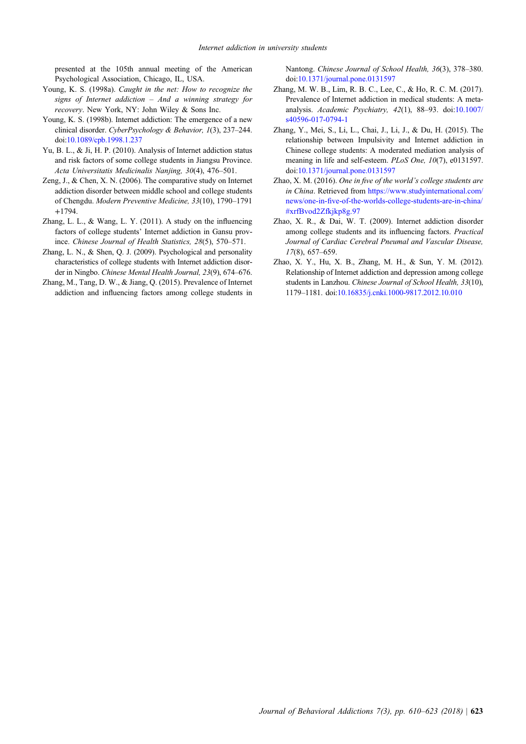presented at the 105th annual meeting of the American Psychological Association, Chicago, IL, USA.

Young, K. S. (1998a). *Caught in the net: How to recognize the signs of Internet addiction – And a winning strategy for recovery*. New York, NY: John Wiley & Sons Inc.

Young, K. S. (1998b). Internet addiction: The emergence of a new clinical disorder. *CyberPsychology & Behavior, 1*(3), 237–244. doi:10.1089/cpb.1998.1.237

Yu, B. L., & Ji, H. P. (2010). Analysis of Internet addiction status and risk factors of some college students in Jiangsu Province. *Acta Universitatis Medicinalis Nanjing, 30*(4), 476–501.

Zeng, J., & Chen, X. N. (2006). The comparative study on Internet addiction disorder between middle school and college students of Chengdu. *Modern Preventive Medicine, 33*(10), 1790–1791 +1794.

Zhang, L. L., & Wang, L. Y. (2011). A study on the influencing factors of college students' Internet addiction in Gansu province. *Chinese Journal of Health Statistics, 28*(5), 570–571.

Zhang, L. N., & Shen, Q. J. (2009). Psychological and personality characteristics of college students with Internet addiction disorder in Ningbo. *Chinese Mental Health Journal, 23*(9), 674–676.

Zhang, M., Tang, D. W., & Jiang, Q. (2015). Prevalence of Internet addiction and influencing factors among college students in Nantong. *Chinese Journal of School Health, 36*(3), 378–380. doi:10.1371/journal.pone.0131597

Zhang, M. W. B., Lim, R. B. C., Lee, C., & Ho, R. C. M. (2017). Prevalence of Internet addiction in medical students: A meta-analysis. *Academic Psychiatry, 42*(1), 88–93. doi:10.1007/s40596-017-0794-1

Zhang, Y., Mei, S., Li, L., Chai, J., Li, J., & Du, H. (2015). The relationship between Impulsivity and Internet addiction in Chinese college students: A moderated mediation analysis of meaning in life and self-esteem. *PLoS One, 10*(7), e0131597. doi:10.1371/journal.pone.0131597

Zhao, X. M. (2016). *One in five of the world's college students are in China*. Retrieved from https://www.studyinternational.com/news/one-in-five-of-the-worlds-college-students-are-in-china/#xrfBvod2Zfkjkp8g.97

Zhao, X. R., & Dai, W. T. (2009). Internet addiction disorder among college students and its influencing factors. *Practical Journal of Cardiac Cerebral Pneumal and Vascular Disease, 17*(8), 657–659.

Zhao, X. Y., Hu, X. B., Zhang, M. H., & Sun, Y. M. (2012). Relationship of Internet addiction and depression among college students in Lanzhou. *Chinese Journal of School Health, 33*(10), 1179–1181. doi:10.16835/j.cnki.1000-9817.2012.10.010